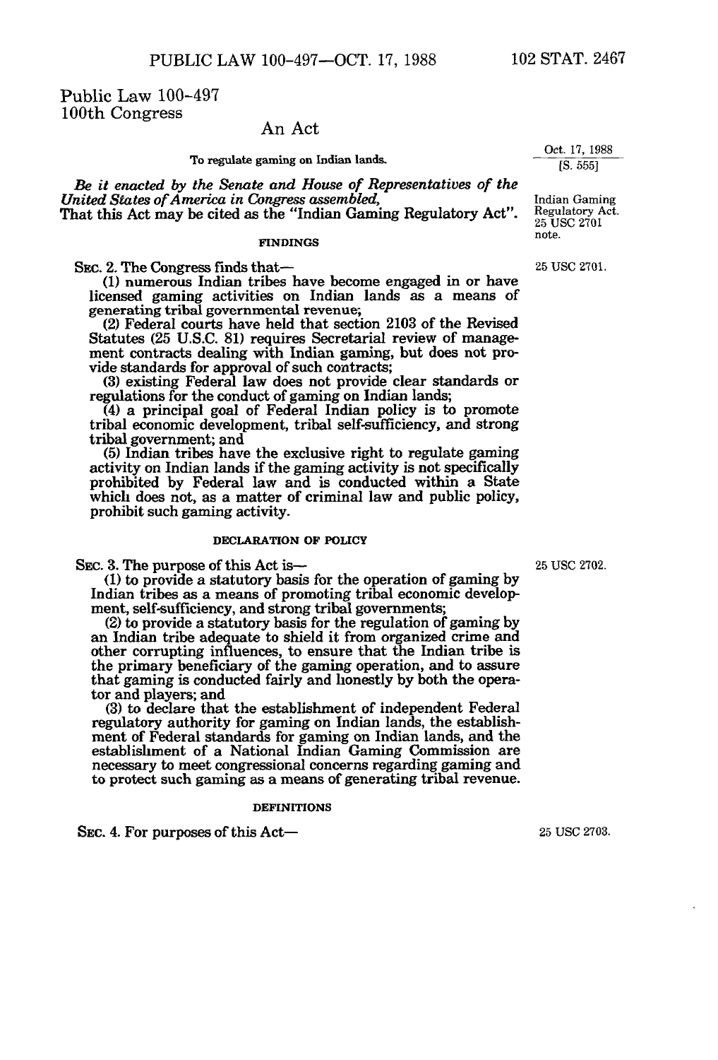Public Law 100-497
100th Congress

# An Act

To regulate gaming on Indian lands.

Oct. 17, 1988
[S. 555]

*Be it enacted by the Senate and House of Representatives of the United States of America in Congress assembled,*
That this Act may be cited as the "Indian Gaming Regulatory Act".

Indian Gaming Regulatory Act. 25 USC 2701 note.

## FINDINGS

SEC. 2. The Congress finds that—

25 USC 2701.

(1) numerous Indian tribes have become engaged in or have licensed gaming activities on Indian lands as a means of generating tribal governmental revenue;

(2) Federal courts have held that section 2103 of the Revised Statutes (25 U.S.C. 81) requires Secretarial review of management contracts dealing with Indian gaming, but does not provide standards for approval of such contracts;

(3) existing Federal law does not provide clear standards or regulations for the conduct of gaming on Indian lands;

(4) a principal goal of Federal Indian policy is to promote tribal economic development, tribal self-sufficiency, and strong tribal government; and

(5) Indian tribes have the exclusive right to regulate gaming activity on Indian lands if the gaming activity is not specifically prohibited by Federal law and is conducted within a State which does not, as a matter of criminal law and public policy, prohibit such gaming activity.

## DECLARATION OF POLICY

SEC. 3. The purpose of this Act is—

25 USC 2702.

(1) to provide a statutory basis for the operation of gaming by Indian tribes as a means of promoting tribal economic development, self-sufficiency, and strong tribal governments;

(2) to provide a statutory basis for the regulation of gaming by an Indian tribe adequate to shield it from organized crime and other corrupting influences, to ensure that the Indian tribe is the primary beneficiary of the gaming operation, and to assure that gaming is conducted fairly and honestly by both the operator and players; and

(3) to declare that the establishment of independent Federal regulatory authority for gaming on Indian lands, the establishment of Federal standards for gaming on Indian lands, and the establishment of a National Indian Gaming Commission are necessary to meet congressional concerns regarding gaming and to protect such gaming as a means of generating tribal revenue.

## DEFINITIONS

SEC. 4. For purposes of this Act—

25 USC 2703.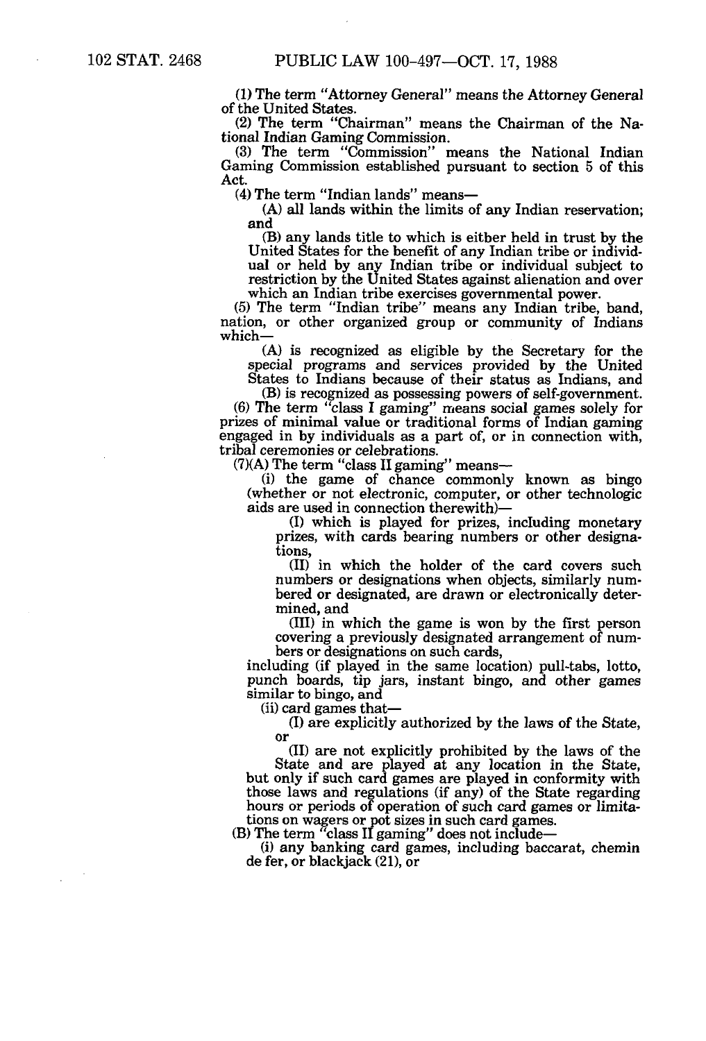(1) The term "Attorney General" means the Attorney General of the United States.

(2) The term "Chairman" means the Chairman of the National Indian Gaming Commission.

(3) The term "Commission" means the National Indian Gaming Commission established pursuant to section 5 of this Act.

(4) The term "Indian lands" means—

(A) all lands within the limits of any Indian reservation; and

(B) any lands title to which is either held in trust by the United States for the benefit of any Indian tribe or individual or held by any Indian tribe or individual subject to restriction by the United States against alienation and over which an Indian tribe exercises governmental power.

(5) The term "Indian tribe" means any Indian tribe, band, nation, or other organized group or community of Indians which—

(A) is recognized as eligible by the Secretary for the special programs and services provided by the United States to Indians because of their status as Indians, and

(B) is recognized as possessing powers of self-government.

(6) The term "class I gaming" means social games solely for prizes of minimal value or traditional forms of Indian gaming engaged in by individuals as a part of, or in connection with, tribal ceremonies or celebrations.

(7)(A) The term "class II gaming" means—

(i) the game of chance commonly known as bingo (whether or not electronic, computer, or other technologic aids are used in connection therewith)—

(I) which is played for prizes, including monetary prizes, with cards bearing numbers or other designations,

(II) in which the holder of the card covers such numbers or designations when objects, similarly numbered or designated, are drawn or electronically determined, and

(III) in which the game is won by the first person covering a previously designated arrangement of numbers or designations on such cards,

including (if played in the same location) pull-tabs, lotto, punch boards, tip jars, instant bingo, and other games similar to bingo, and

(ii) card games that—

(I) are explicitly authorized by the laws of the State, or

(II) are not explicitly prohibited by the laws of the State and are played at any location in the State,

but only if such card games are played in conformity with those laws and regulations (if any) of the State regarding hours or periods of operation of such card games or limitations on wagers or pot sizes in such card games.

(B) The term "class II gaming" does not include—

(i) any banking card games, including baccarat, chemin de fer, or blackjack (21), or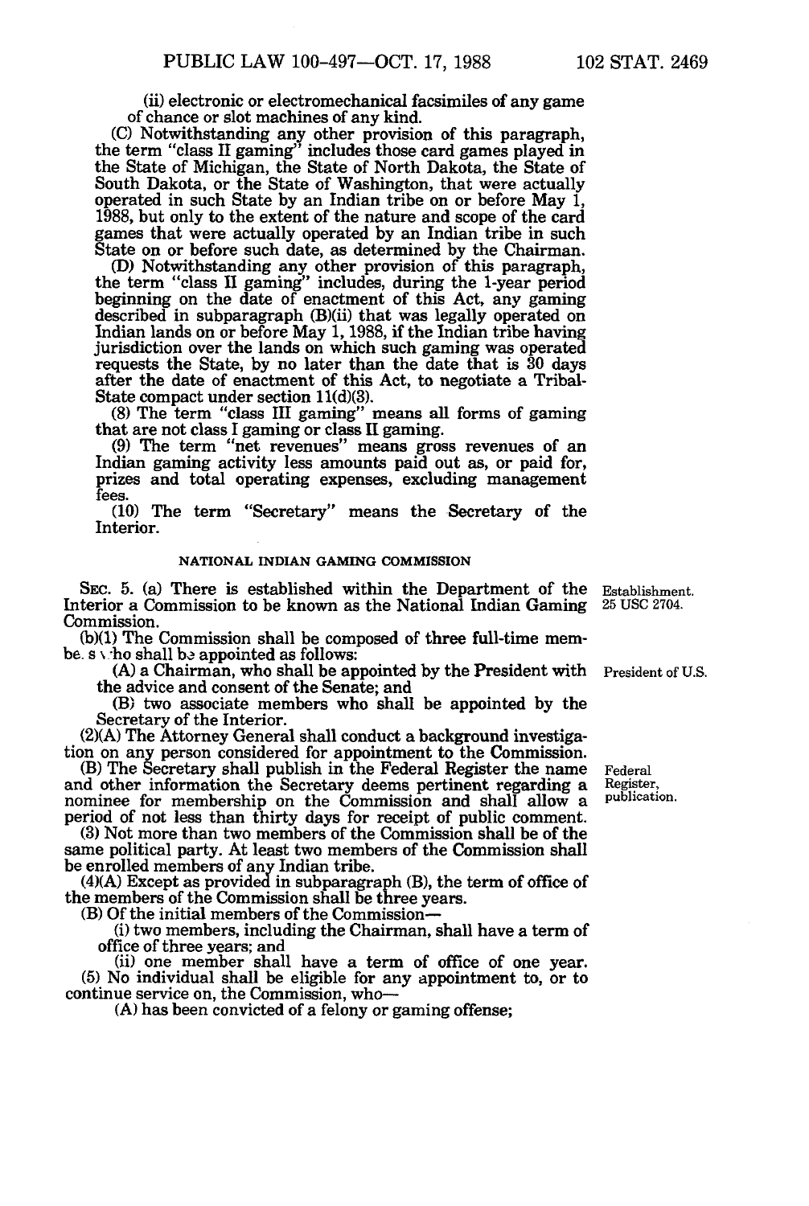(ii) electronic or electromechanical facsimiles of any game of chance or slot machines of any kind.

(C) Notwithstanding any other provision of this paragraph, the term "class II gaming" includes those card games played in the State of Michigan, the State of North Dakota, the State of South Dakota, or the State of Washington, that were actually operated in such State by an Indian tribe on or before May 1, 1988, but only to the extent of the nature and scope of the card games that were actually operated by an Indian tribe in such State on or before such date, as determined by the Chairman.

(D) Notwithstanding any other provision of this paragraph, the term "class II gaming" includes, during the 1-year period beginning on the date of enactment of this Act, any gaming described in subparagraph (B)(ii) that was legally operated on Indian lands on or before May 1, 1988, if the Indian tribe having jurisdiction over the lands on which such gaming was operated requests the State, by no later than the date that is 30 days after the date of enactment of this Act, to negotiate a Tribal-State compact under section 11(d)(3).

(8) The term "class III gaming" means all forms of gaming that are not class I gaming or class II gaming.

(9) The term "net revenues" means gross revenues of an Indian gaming activity less amounts paid out as, or paid for, prizes and total operating expenses, excluding management fees.

(10) The term "Secretary" means the Secretary of the Interior.

## NATIONAL INDIAN GAMING COMMISSION

Establishment. 25 USC 2704.

SEC. 5. (a) There is established within the Department of the Interior a Commission to be known as the National Indian Gaming Commission.

(b)(1) The Commission shall be composed of three full-time members who shall be appointed as follows:

President of U.S.

(A) a Chairman, who shall be appointed by the President with the advice and consent of the Senate; and

(B) two associate members who shall be appointed by the Secretary of the Interior.

(2)(A) The Attorney General shall conduct a background investigation on any person considered for appointment to the Commission.

Federal Register, publication.

(B) The Secretary shall publish in the Federal Register the name and other information the Secretary deems pertinent regarding a nominee for membership on the Commission and shall allow a period of not less than thirty days for receipt of public comment.

(3) Not more than two members of the Commission shall be of the same political party. At least two members of the Commission shall be enrolled members of any Indian tribe.

(4)(A) Except as provided in subparagraph (B), the term of office of the members of the Commission shall be three years.

(B) Of the initial members of the Commission—

(i) two members, including the Chairman, shall have a term of office of three years; and

(ii) one member shall have a term of office of one year.

(5) No individual shall be eligible for any appointment to, or to continue service on, the Commission, who—

(A) has been convicted of a felony or gaming offense;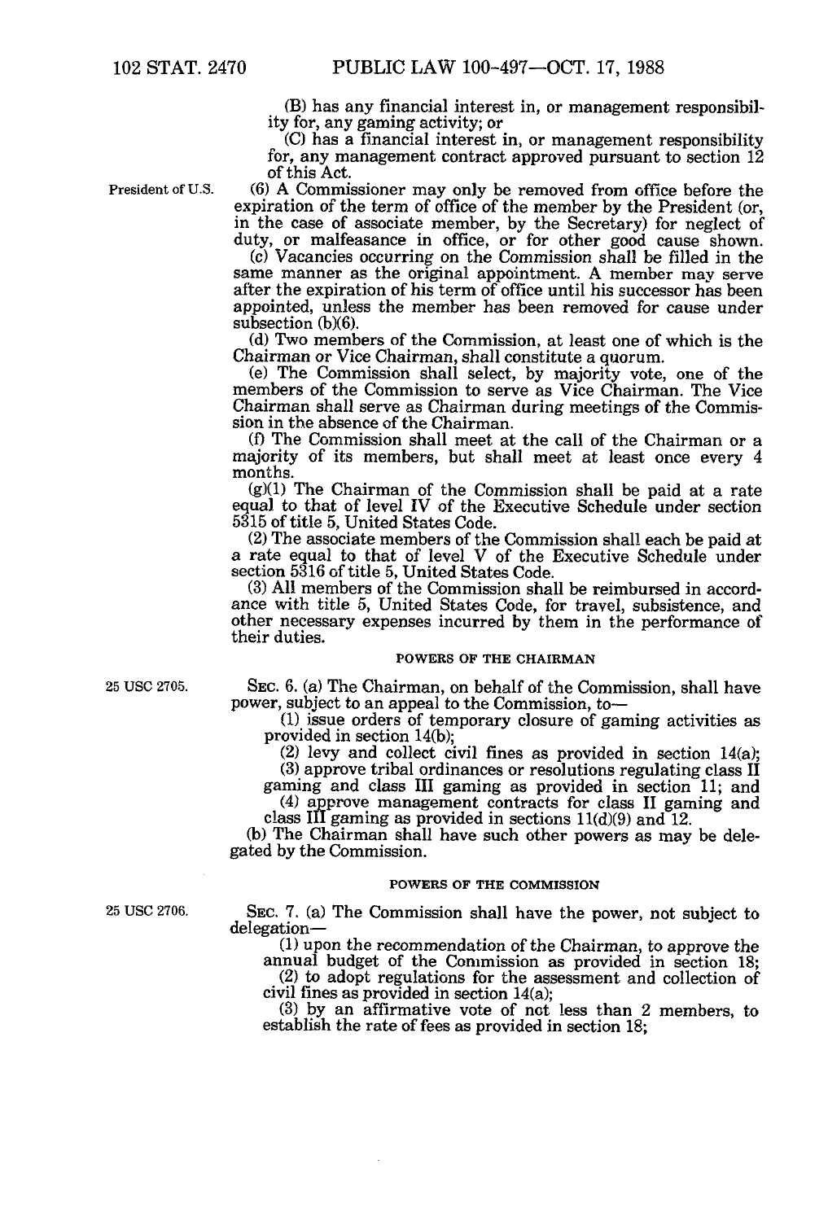(B) has any financial interest in, or management responsibility for, any gaming activity; or

(C) has a financial interest in, or management responsibility for, any management contract approved pursuant to section 12 of this Act.

President of U.S.

(6) A Commissioner may only be removed from office before the expiration of the term of office of the member by the President (or, in the case of associate member, by the Secretary) for neglect of duty, or malfeasance in office, or for other good cause shown.

(c) Vacancies occurring on the Commission shall be filled in the same manner as the original appointment. A member may serve after the expiration of his term of office until his successor has been appointed, unless the member has been removed for cause under subsection (b)(6).

(d) Two members of the Commission, at least one of which is the Chairman or Vice Chairman, shall constitute a quorum.

(e) The Commission shall select, by majority vote, one of the members of the Commission to serve as Vice Chairman. The Vice Chairman shall serve as Chairman during meetings of the Commission in the absence of the Chairman.

(f) The Commission shall meet at the call of the Chairman or a majority of its members, but shall meet at least once every 4 months.

(g)(1) The Chairman of the Commission shall be paid at a rate equal to that of level IV of the Executive Schedule under section 5315 of title 5, United States Code.

(2) The associate members of the Commission shall each be paid at a rate equal to that of level V of the Executive Schedule under section 5316 of title 5, United States Code.

(3) All members of the Commission shall be reimbursed in accordance with title 5, United States Code, for travel, subsistence, and other necessary expenses incurred by them in the performance of their duties.

## POWERS OF THE CHAIRMAN

25 USC 2705.

SEC. 6. (a) The Chairman, on behalf of the Commission, shall have power, subject to an appeal to the Commission, to—

(1) issue orders of temporary closure of gaming activities as provided in section 14(b);

(2) levy and collect civil fines as provided in section 14(a);

(3) approve tribal ordinances or resolutions regulating class II gaming and class III gaming as provided in section 11; and

(4) approve management contracts for class II gaming and class III gaming as provided in sections 11(d)(9) and 12.

(b) The Chairman shall have such other powers as may be delegated by the Commission.

## POWERS OF THE COMMISSION

25 USC 2706.

SEC. 7. (a) The Commission shall have the power, not subject to delegation—

(1) upon the recommendation of the Chairman, to approve the annual budget of the Commission as provided in section 18;

(2) to adopt regulations for the assessment and collection of civil fines as provided in section 14(a);

(3) by an affirmative vote of not less than 2 members, to establish the rate of fees as provided in section 18;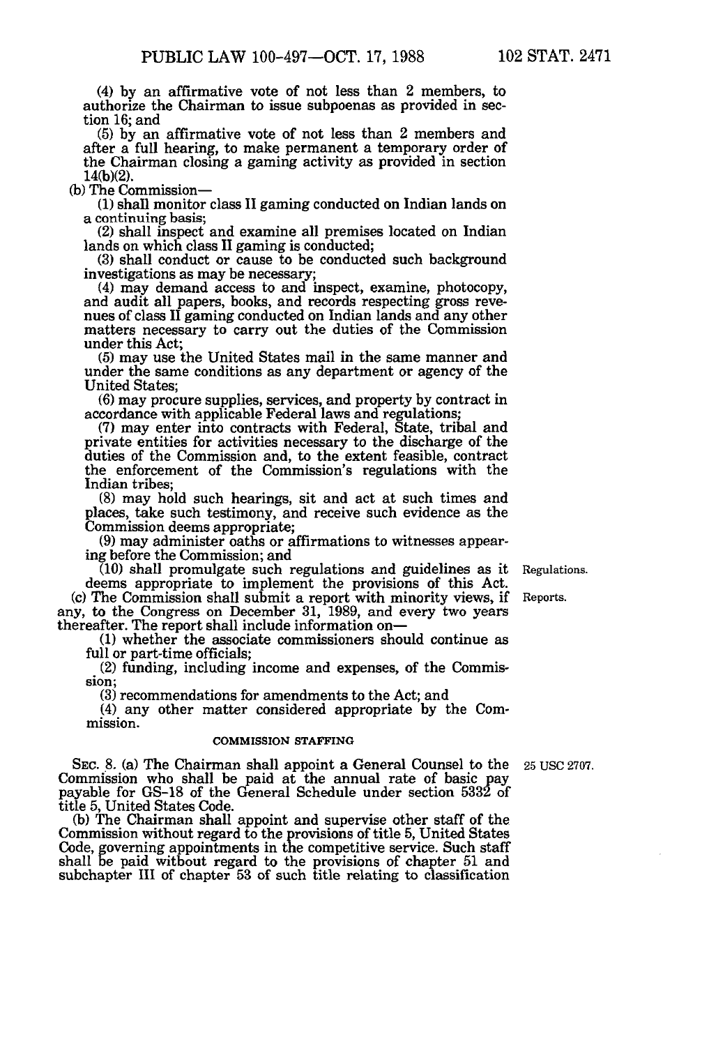(4) by an affirmative vote of not less than 2 members, to authorize the Chairman to issue subpoenas as provided in section 16; and

(5) by an affirmative vote of not less than 2 members and after a full hearing, to make permanent a temporary order of the Chairman closing a gaming activity as provided in section 14(b)(2).

(b) The Commission—

(1) shall monitor class II gaming conducted on Indian lands on a continuing basis;

(2) shall inspect and examine all premises located on Indian lands on which class II gaming is conducted;

(3) shall conduct or cause to be conducted such background investigations as may be necessary;

(4) may demand access to and inspect, examine, photocopy, and audit all papers, books, and records respecting gross revenues of class II gaming conducted on Indian lands and any other matters necessary to carry out the duties of the Commission under this Act;

(5) may use the United States mail in the same manner and under the same conditions as any department or agency of the United States;

(6) may procure supplies, services, and property by contract in accordance with applicable Federal laws and regulations;

(7) may enter into contracts with Federal, State, tribal and private entities for activities necessary to the discharge of the duties of the Commission and, to the extent feasible, contract the enforcement of the Commission's regulations with the Indian tribes;

(8) may hold such hearings, sit and act at such times and places, take such testimony, and receive such evidence as the Commission deems appropriate;

(9) may administer oaths or affirmations to witnesses appearing before the Commission; and

(10) shall promulgate such regulations and guidelines as it deems appropriate to implement the provisions of this Act.

Regulations.

(c) The Commission shall submit a report with minority views, if any, to the Congress on December 31, 1989, and every two years thereafter. The report shall include information on—

Reports.

(1) whether the associate commissioners should continue as full or part-time officials;

(2) funding, including income and expenses, of the Commission;

(3) recommendations for amendments to the Act; and

(4) any other matter considered appropriate by the Commission.

COMMISSION STAFFING

SEC. 8. (a) The Chairman shall appoint a General Counsel to the Commission who shall be paid at the annual rate of basic pay payable for GS-18 of the General Schedule under section 5332 of title 5, United States Code.

25 USC 2707.

(b) The Chairman shall appoint and supervise other staff of the Commission without regard to the provisions of title 5, United States Code, governing appointments in the competitive service. Such staff shall be paid without regard to the provisions of chapter 51 and subchapter III of chapter 53 of such title relating to classification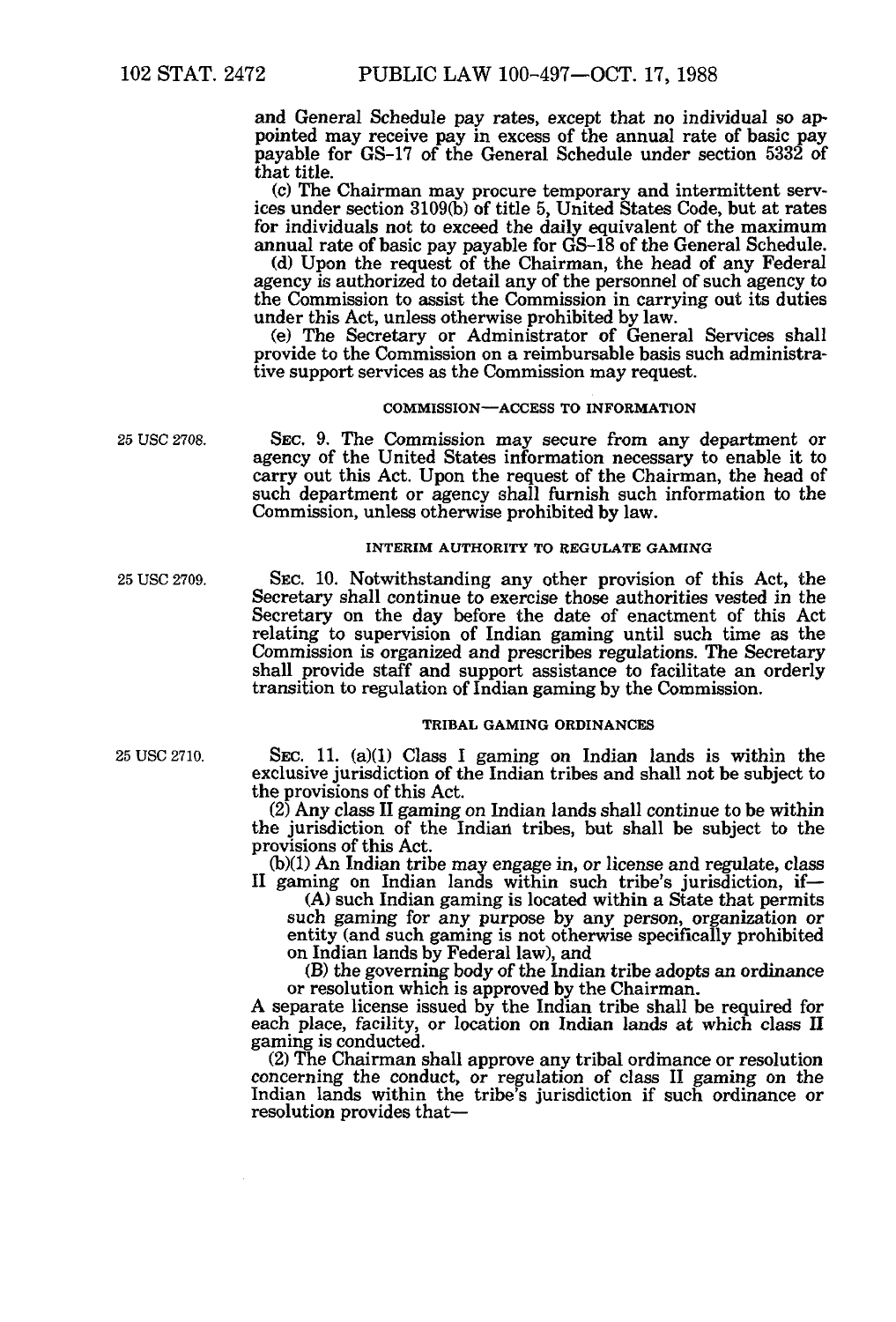and General Schedule pay rates, except that no individual so appointed may receive pay in excess of the annual rate of basic pay payable for GS-17 of the General Schedule under section 5332 of that title.

(c) The Chairman may procure temporary and intermittent services under section 3109(b) of title 5, United States Code, but at rates for individuals not to exceed the daily equivalent of the maximum annual rate of basic pay payable for GS-18 of the General Schedule.

(d) Upon the request of the Chairman, the head of any Federal agency is authorized to detail any of the personnel of such agency to the Commission to assist the Commission in carrying out its duties under this Act, unless otherwise prohibited by law.

(e) The Secretary or Administrator of General Services shall provide to the Commission on a reimbursable basis such administrative support services as the Commission may request.

COMMISSION—ACCESS TO INFORMATION

25 USC 2708.

SEC. 9. The Commission may secure from any department or agency of the United States information necessary to enable it to carry out this Act. Upon the request of the Chairman, the head of such department or agency shall furnish such information to the Commission, unless otherwise prohibited by law.

INTERIM AUTHORITY TO REGULATE GAMING

25 USC 2709.

SEC. 10. Notwithstanding any other provision of this Act, the Secretary shall continue to exercise those authorities vested in the Secretary on the day before the date of enactment of this Act relating to supervision of Indian gaming until such time as the Commission is organized and prescribes regulations. The Secretary shall provide staff and support assistance to facilitate an orderly transition to regulation of Indian gaming by the Commission.

TRIBAL GAMING ORDINANCES

25 USC 2710.

SEC. 11. (a)(1) Class I gaming on Indian lands is within the exclusive jurisdiction of the Indian tribes and shall not be subject to the provisions of this Act.

(2) Any class II gaming on Indian lands shall continue to be within the jurisdiction of the Indian tribes, but shall be subject to the provisions of this Act.

(b)(1) An Indian tribe may engage in, or license and regulate, class II gaming on Indian lands within such tribe's jurisdiction, if—

(A) such Indian gaming is located within a State that permits such gaming for any purpose by any person, organization or entity (and such gaming is not otherwise specifically prohibited on Indian lands by Federal law), and

(B) the governing body of the Indian tribe adopts an ordinance or resolution which is approved by the Chairman.

A separate license issued by the Indian tribe shall be required for each place, facility, or location on Indian lands at which class II gaming is conducted.

(2) The Chairman shall approve any tribal ordinance or resolution concerning the conduct, or regulation of class II gaming on the Indian lands within the tribe's jurisdiction if such ordinance or resolution provides that—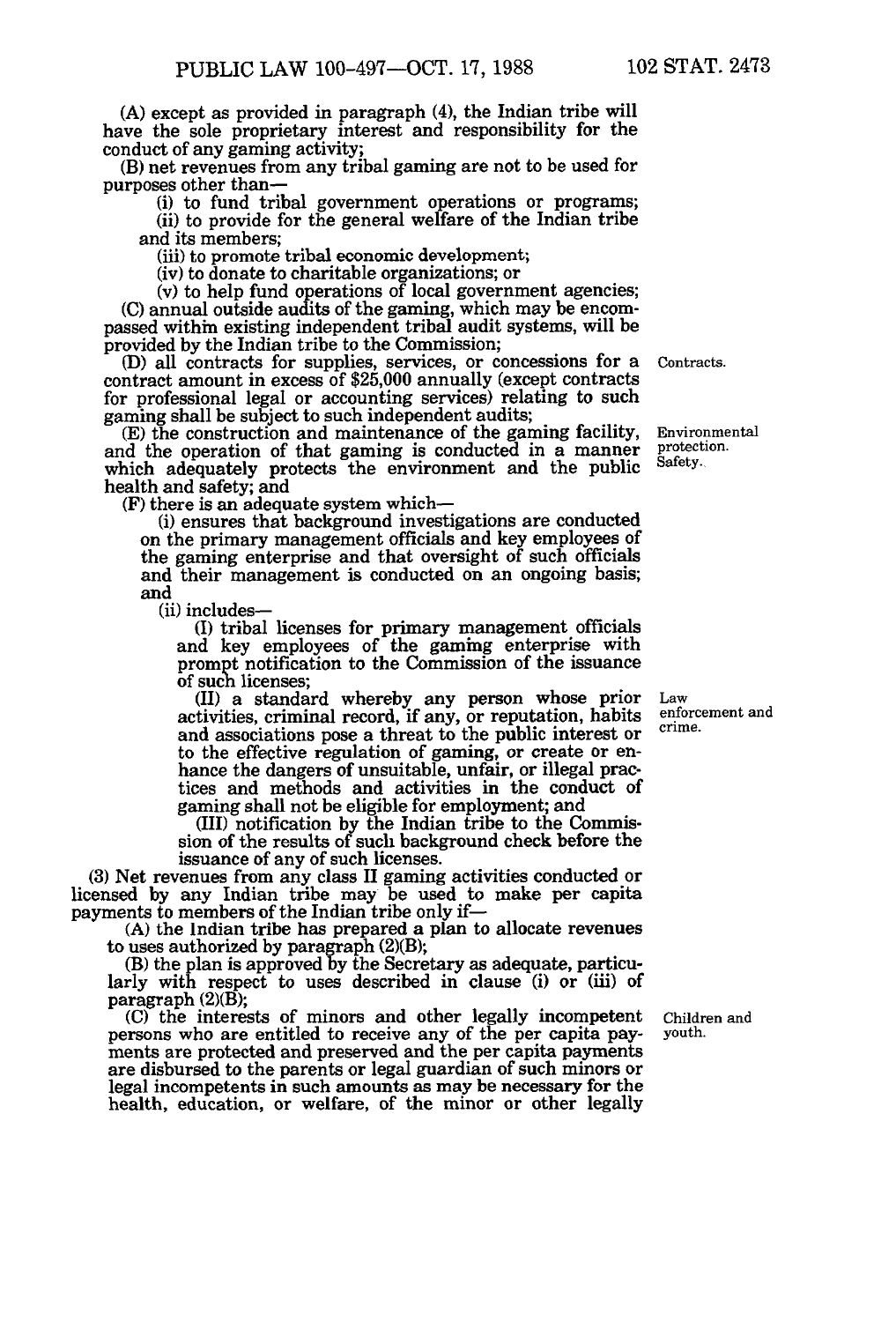(A) except as provided in paragraph (4), the Indian tribe will have the sole proprietary interest and responsibility for the conduct of any gaming activity;

(B) net revenues from any tribal gaming are not to be used for purposes other than—

(i) to fund tribal government operations or programs;

(ii) to provide for the general welfare of the Indian tribe and its members;

(iii) to promote tribal economic development;

(iv) to donate to charitable organizations; or

(v) to help fund operations of local government agencies;

(C) annual outside audits of the gaming, which may be encompassed within existing independent tribal audit systems, will be provided by the Indian tribe to the Commission;

(D) all contracts for supplies, services, or concessions for a contract amount in excess of $25,000 annually (except contracts for professional legal or accounting services) relating to such gaming shall be subject to such independent audits;

Contracts.

(E) the construction and maintenance of the gaming facility, and the operation of that gaming is conducted in a manner which adequately protects the environment and the public health and safety; and

Environmental protection. Safety.

(F) there is an adequate system which—

(i) ensures that background investigations are conducted on the primary management officials and key employees of the gaming enterprise and that oversight of such officials and their management is conducted on an ongoing basis; and

(ii) includes—

(I) tribal licenses for primary management officials and key employees of the gaming enterprise with prompt notification to the Commission of the issuance of such licenses;

(II) a standard whereby any person whose prior activities, criminal record, if any, or reputation, habits and associations pose a threat to the public interest or to the effective regulation of gaming, or create or enhance the dangers of unsuitable, unfair, or illegal practices and methods and activities in the conduct of gaming shall not be eligible for employment; and

Law enforcement and crime.

(III) notification by the Indian tribe to the Commission of the results of such background check before the issuance of any of such licenses.

(3) Net revenues from any class II gaming activities conducted or licensed by any Indian tribe may be used to make per capita payments to members of the Indian tribe only if—

(A) the Indian tribe has prepared a plan to allocate revenues to uses authorized by paragraph (2)(B);

(B) the plan is approved by the Secretary as adequate, particularly with respect to uses described in clause (i) or (iii) of paragraph (2)(B);

(C) the interests of minors and other legally incompetent persons who are entitled to receive any of the per capita payments are protected and preserved and the per capita payments are disbursed to the parents or legal guardian of such minors or legal incompetents in such amounts as may be necessary for the health, education, or welfare, of the minor or other legally

Children and youth.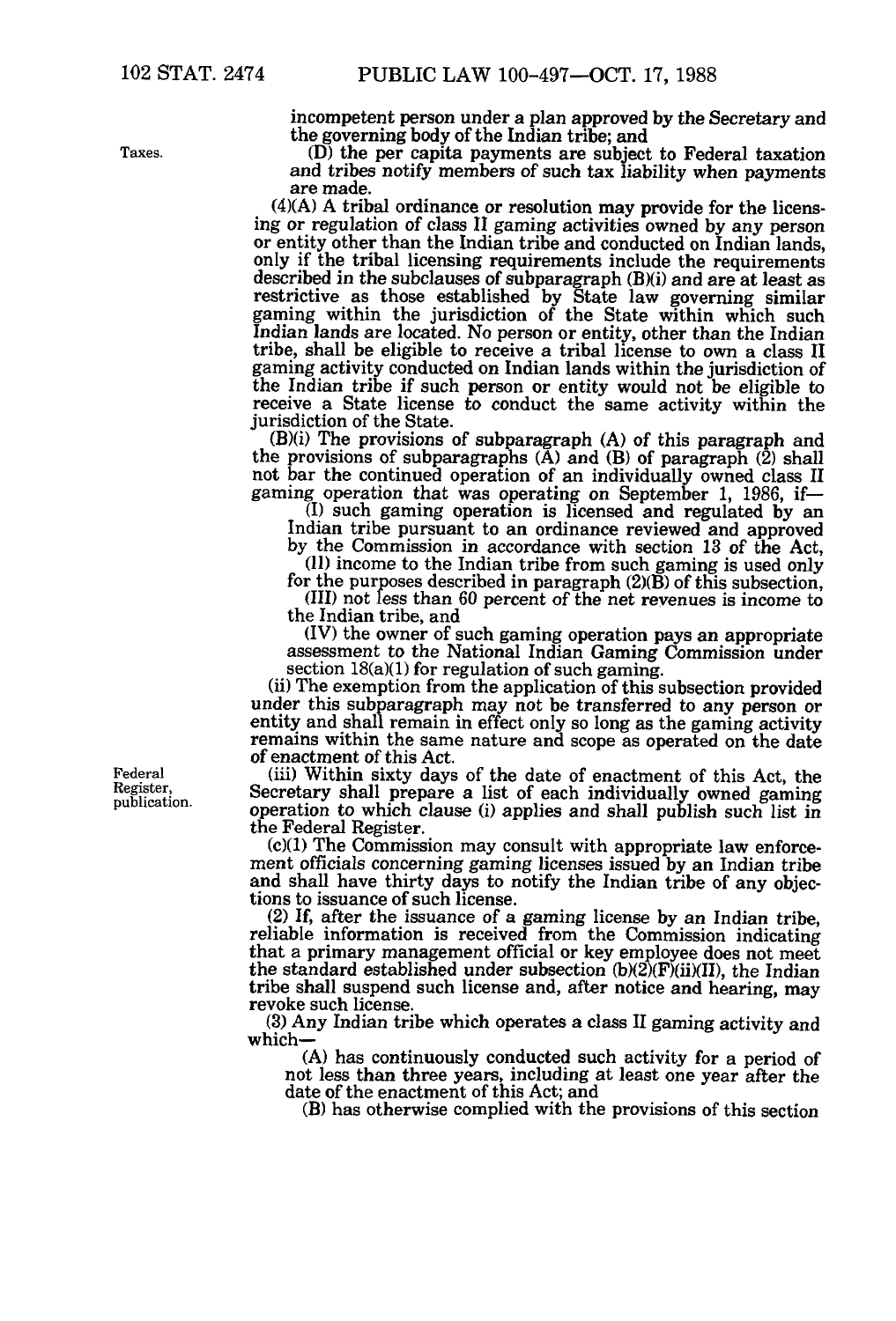incompetent person under a plan approved by the Secretary and the governing body of the Indian tribe; and

Taxes.

(D) the per capita payments are subject to Federal taxation and tribes notify members of such tax liability when payments are made.

(4)(A) A tribal ordinance or resolution may provide for the licensing or regulation of class II gaming activities owned by any person or entity other than the Indian tribe and conducted on Indian lands, only if the tribal licensing requirements include the requirements described in the subclauses of subparagraph (B)(i) and are at least as restrictive as those established by State law governing similar gaming within the jurisdiction of the State within which such Indian lands are located. No person or entity, other than the Indian tribe, shall be eligible to receive a tribal license to own a class II gaming activity conducted on Indian lands within the jurisdiction of the Indian tribe if such person or entity would not be eligible to receive a State license to conduct the same activity within the jurisdiction of the State.

(B)(i) The provisions of subparagraph (A) of this paragraph and the provisions of subparagraphs (A) and (B) of paragraph (2) shall not bar the continued operation of an individually owned class II gaming operation that was operating on September 1, 1986, if—

(I) such gaming operation is licensed and regulated by an Indian tribe pursuant to an ordinance reviewed and approved by the Commission in accordance with section 13 of the Act,

(II) income to the Indian tribe from such gaming is used only for the purposes described in paragraph (2)(B) of this subsection,

(III) not less than 60 percent of the net revenues is income to the Indian tribe, and

(IV) the owner of such gaming operation pays an appropriate assessment to the National Indian Gaming Commission under section 18(a)(1) for regulation of such gaming.

(ii) The exemption from the application of this subsection provided under this subparagraph may not be transferred to any person or entity and shall remain in effect only so long as the gaming activity remains within the same nature and scope as operated on the date of enactment of this Act.

Federal Register, publication.

(iii) Within sixty days of the date of enactment of this Act, the Secretary shall prepare a list of each individually owned gaming operation to which clause (i) applies and shall publish such list in the Federal Register.

(c)(1) The Commission may consult with appropriate law enforcement officials concerning gaming licenses issued by an Indian tribe and shall have thirty days to notify the Indian tribe of any objections to issuance of such license.

(2) If, after the issuance of a gaming license by an Indian tribe, reliable information is received from the Commission indicating that a primary management official or key employee does not meet the standard established under subsection (b)(2)(F)(ii)(II), the Indian tribe shall suspend such license and, after notice and hearing, may revoke such license.

(3) Any Indian tribe which operates a class II gaming activity and which—

(A) has continuously conducted such activity for a period of not less than three years, including at least one year after the date of the enactment of this Act; and

(B) has otherwise complied with the provisions of this section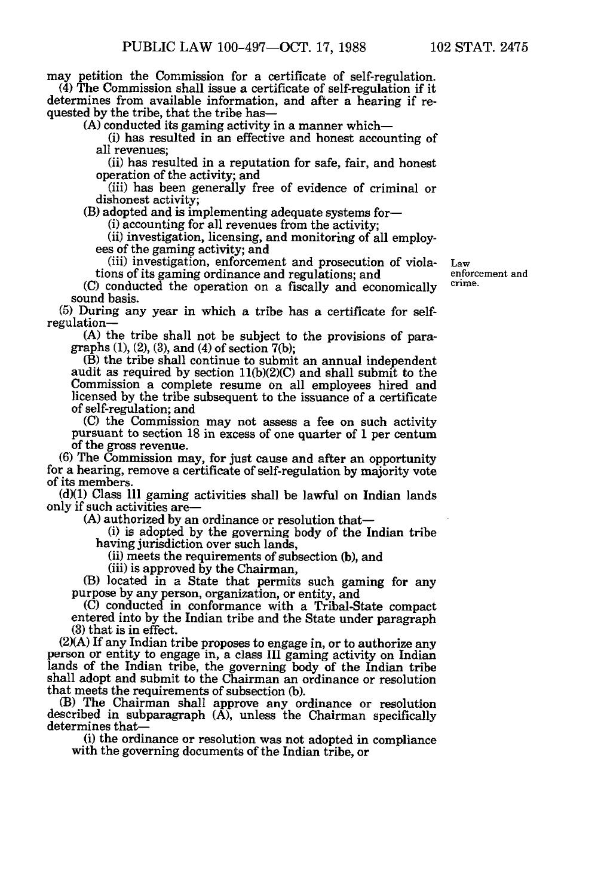may petition the Commission for a certificate of self-regulation.

(4) The Commission shall issue a certificate of self-regulation if it determines from available information, and after a hearing if requested by the tribe, that the tribe has—

(A) conducted its gaming activity in a manner which—

(i) has resulted in an effective and honest accounting of all revenues;

(ii) has resulted in a reputation for safe, fair, and honest operation of the activity; and

(iii) has been generally free of evidence of criminal or dishonest activity;

(B) adopted and is implementing adequate systems for—

(i) accounting for all revenues from the activity;

(ii) investigation, licensing, and monitoring of all employees of the gaming activity; and

(iii) investigation, enforcement and prosecution of violations of its gaming ordinance and regulations; and

Law enforcement and crime.

(C) conducted the operation on a fiscally and economically sound basis.

(5) During any year in which a tribe has a certificate for self-regulation—

(A) the tribe shall not be subject to the provisions of paragraphs (1), (2), (3), and (4) of section 7(b);

(B) the tribe shall continue to submit an annual independent audit as required by section 11(b)(2)(C) and shall submit to the Commission a complete resume on all employees hired and licensed by the tribe subsequent to the issuance of a certificate of self-regulation; and

(C) the Commission may not assess a fee on such activity pursuant to section 18 in excess of one quarter of 1 per centum of the gross revenue.

(6) The Commission may, for just cause and after an opportunity for a hearing, remove a certificate of self-regulation by majority vote of its members.

(d)(1) Class III gaming activities shall be lawful on Indian lands only if such activities are—

(A) authorized by an ordinance or resolution that—

(i) is adopted by the governing body of the Indian tribe having jurisdiction over such lands,

(ii) meets the requirements of subsection (b), and

(iii) is approved by the Chairman,

(B) located in a State that permits such gaming for any purpose by any person, organization, or entity, and

(C) conducted in conformance with a Tribal-State compact entered into by the Indian tribe and the State under paragraph (3) that is in effect.

(2)(A) If any Indian tribe proposes to engage in, or to authorize any person or entity to engage in, a class III gaming activity on Indian lands of the Indian tribe, the governing body of the Indian tribe shall adopt and submit to the Chairman an ordinance or resolution that meets the requirements of subsection (b).

(B) The Chairman shall approve any ordinance or resolution described in subparagraph (A), unless the Chairman specifically determines that—

(i) the ordinance or resolution was not adopted in compliance with the governing documents of the Indian tribe, or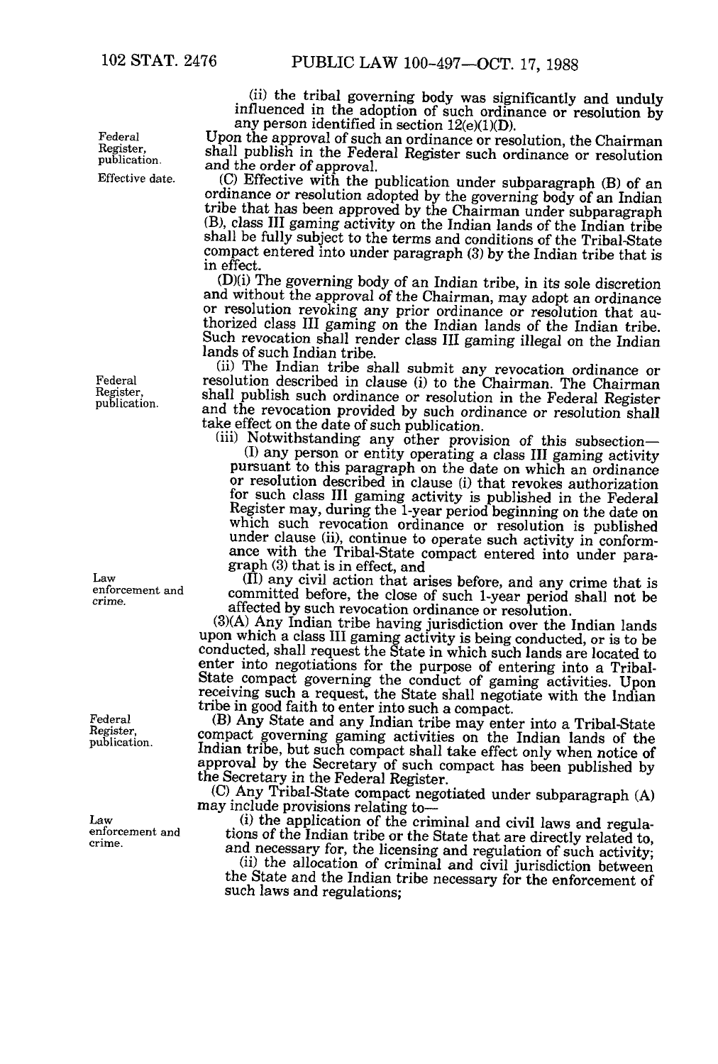(ii) the tribal governing body was significantly and unduly influenced in the adoption of such ordinance or resolution by any person identified in section 12(e)(1)(D).

Federal Register, publication.

Upon the approval of such an ordinance or resolution, the Chairman shall publish in the Federal Register such ordinance or resolution and the order of approval.

Effective date.

(C) Effective with the publication under subparagraph (B) of an ordinance or resolution adopted by the governing body of an Indian tribe that has been approved by the Chairman under subparagraph (B), class III gaming activity on the Indian lands of the Indian tribe shall be fully subject to the terms and conditions of the Tribal-State compact entered into under paragraph (3) by the Indian tribe that is in effect.

(D)(i) The governing body of an Indian tribe, in its sole discretion and without the approval of the Chairman, may adopt an ordinance or resolution revoking any prior ordinance or resolution that authorized class III gaming on the Indian lands of the Indian tribe. Such revocation shall render class III gaming illegal on the Indian lands of such Indian tribe.

Federal Register, publication.

(ii) The Indian tribe shall submit any revocation ordinance or resolution described in clause (i) to the Chairman. The Chairman shall publish such ordinance or resolution in the Federal Register and the revocation provided by such ordinance or resolution shall take effect on the date of such publication.

(iii) Notwithstanding any other provision of this subsection—

(I) any person or entity operating a class III gaming activity pursuant to this paragraph on the date on which an ordinance or resolution described in clause (i) that revokes authorization for such class III gaming activity is published in the Federal Register may, during the 1-year period beginning on the date on which such revocation ordinance or resolution is published under clause (ii), continue to operate such activity in conformance with the Tribal-State compact entered into under paragraph (3) that is in effect, and

Law enforcement and crime.

(II) any civil action that arises before, and any crime that is committed before, the close of such 1-year period shall not be affected by such revocation ordinance or resolution.

(3)(A) Any Indian tribe having jurisdiction over the Indian lands upon which a class III gaming activity is being conducted, or is to be conducted, shall request the State in which such lands are located to enter into negotiations for the purpose of entering into a Tribal-State compact governing the conduct of gaming activities. Upon receiving such a request, the State shall negotiate with the Indian tribe in good faith to enter into such a compact.

Federal Register, publication.

(B) Any State and any Indian tribe may enter into a Tribal-State compact governing gaming activities on the Indian lands of the Indian tribe, but such compact shall take effect only when notice of approval by the Secretary of such compact has been published by the Secretary in the Federal Register.

(C) Any Tribal-State compact negotiated under subparagraph (A) may include provisions relating to—

Law enforcement and crime.

(i) the application of the criminal and civil laws and regulations of the Indian tribe or the State that are directly related to, and necessary for, the licensing and regulation of such activity;

(ii) the allocation of criminal and civil jurisdiction between the State and the Indian tribe necessary for the enforcement of such laws and regulations;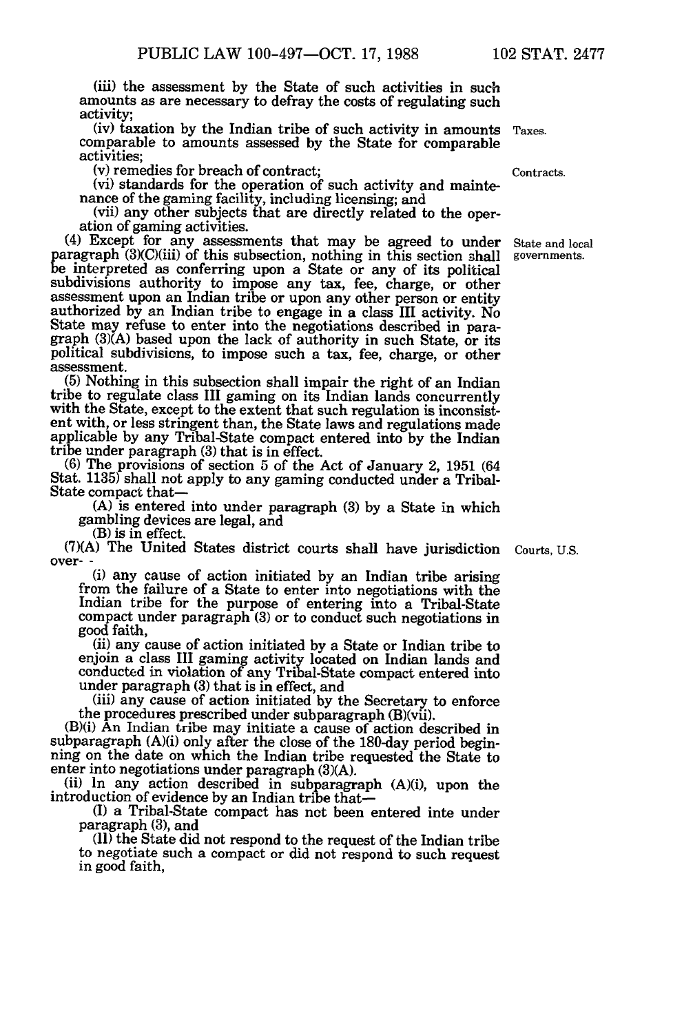(iii) the assessment by the State of such activities in such amounts as are necessary to defray the costs of regulating such activity;

(iv) taxation by the Indian tribe of such activity in amounts comparable to amounts assessed by the State for comparable activities;

(v) remedies for breach of contract;

(vi) standards for the operation of such activity and maintenance of the gaming facility, including licensing; and

(vii) any other subjects that are directly related to the operation of gaming activities.

Taxes.

Contracts.

(4) Except for any assessments that may be agreed to under paragraph (3)(C)(iii) of this subsection, nothing in this section shall be interpreted as conferring upon a State or any of its political subdivisions authority to impose any tax, fee, charge, or other assessment upon an Indian tribe or upon any other person or entity authorized by an Indian tribe to engage in a class III activity. No State may refuse to enter into the negotiations described in paragraph (3)(A) based upon the lack of authority in such State, or its political subdivisions, to impose such a tax, fee, charge, or other assessment.

State and local governments.

(5) Nothing in this subsection shall impair the right of an Indian tribe to regulate class III gaming on its Indian lands concurrently with the State, except to the extent that such regulation is inconsistent with, or less stringent than, the State laws and regulations made applicable by any Tribal-State compact entered into by the Indian tribe under paragraph (3) that is in effect.

(6) The provisions of section 5 of the Act of January 2, 1951 (64 Stat. 1135) shall not apply to any gaming conducted under a Tribal-State compact that—

(A) is entered into under paragraph (3) by a State in which gambling devices are legal, and

(B) is in effect.

(7)(A) The United States district courts shall have jurisdiction over- -

Courts, U.S.

(i) any cause of action initiated by an Indian tribe arising from the failure of a State to enter into negotiations with the Indian tribe for the purpose of entering into a Tribal-State compact under paragraph (3) or to conduct such negotiations in good faith,

(ii) any cause of action initiated by a State or Indian tribe to enjoin a class III gaming activity located on Indian lands and conducted in violation of any Tribal-State compact entered into under paragraph (3) that is in effect, and

(iii) any cause of action initiated by the Secretary to enforce the procedures prescribed under subparagraph (B)(vii).

(B)(i) An Indian tribe may initiate a cause of action described in subparagraph (A)(i) only after the close of the 180-day period beginning on the date on which the Indian tribe requested the State to enter into negotiations under paragraph (3)(A).

(ii) In any action described in subparagraph (A)(i), upon the introduction of evidence by an Indian tribe that—

(I) a Tribal-State compact has not been entered into under paragraph (3), and

(II) the State did not respond to the request of the Indian tribe to negotiate such a compact or did not respond to such request in good faith,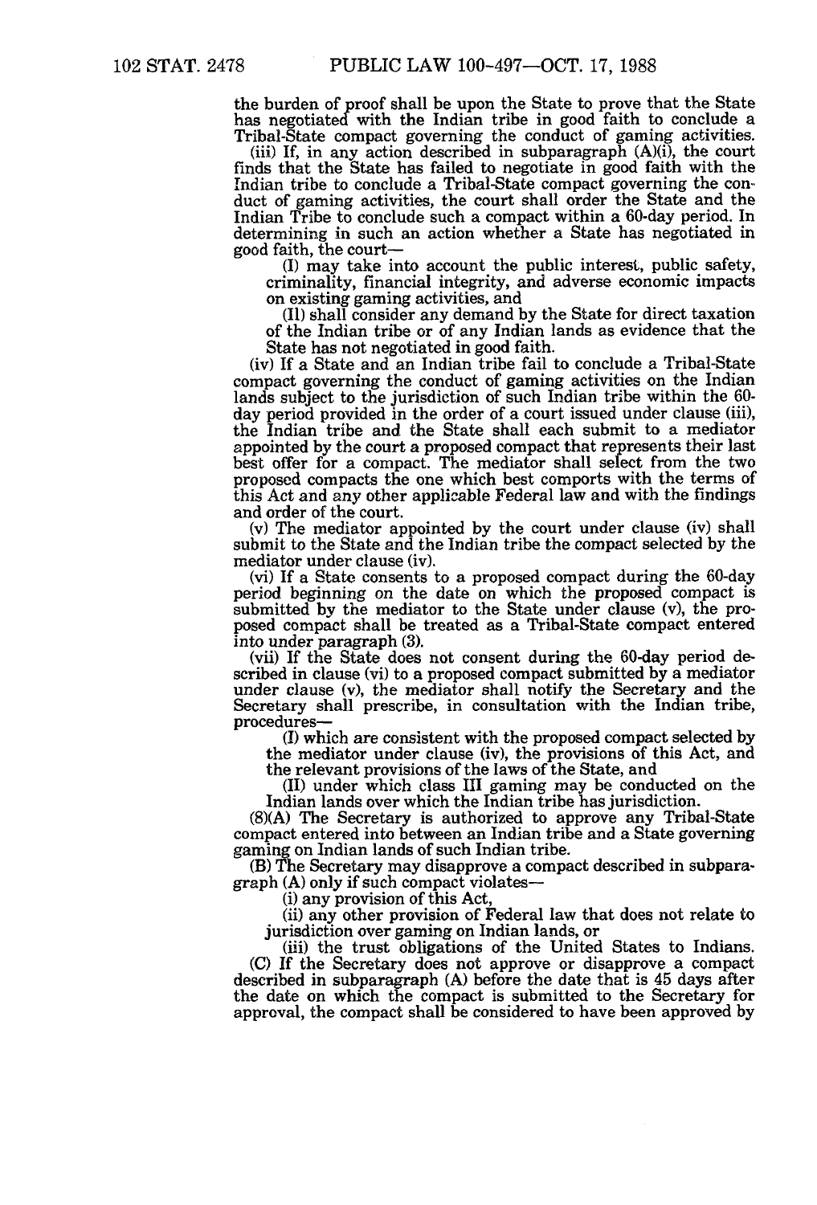the burden of proof shall be upon the State to prove that the State has negotiated with the Indian tribe in good faith to conclude a Tribal-State compact governing the conduct of gaming activities.

(iii) If, in any action described in subparagraph (A)(i), the court finds that the State has failed to negotiate in good faith with the Indian tribe to conclude a Tribal-State compact governing the conduct of gaming activities, the court shall order the State and the Indian Tribe to conclude such a compact within a 60-day period. In determining in such an action whether a State has negotiated in good faith, the court—

(I) may take into account the public interest, public safety, criminality, financial integrity, and adverse economic impacts on existing gaming activities, and

(II) shall consider any demand by the State for direct taxation of the Indian tribe or of any Indian lands as evidence that the State has not negotiated in good faith.

(iv) If a State and an Indian tribe fail to conclude a Tribal-State compact governing the conduct of gaming activities on the Indian lands subject to the jurisdiction of such Indian tribe within the 60-day period provided in the order of a court issued under clause (iii), the Indian tribe and the State shall each submit to a mediator appointed by the court a proposed compact that represents their last best offer for a compact. The mediator shall select from the two proposed compacts the one which best comports with the terms of this Act and any other applicable Federal law and with the findings and order of the court.

(v) The mediator appointed by the court under clause (iv) shall submit to the State and the Indian tribe the compact selected by the mediator under clause (iv).

(vi) If a State consents to a proposed compact during the 60-day period beginning on the date on which the proposed compact is submitted by the mediator to the State under clause (v), the proposed compact shall be treated as a Tribal-State compact entered into under paragraph (3).

(vii) If the State does not consent during the 60-day period described in clause (vi) to a proposed compact submitted by a mediator under clause (v), the mediator shall notify the Secretary and the Secretary shall prescribe, in consultation with the Indian tribe, procedures—

(I) which are consistent with the proposed compact selected by the mediator under clause (iv), the provisions of this Act, and the relevant provisions of the laws of the State, and

(II) under which class III gaming may be conducted on the Indian lands over which the Indian tribe has jurisdiction.

(8)(A) The Secretary is authorized to approve any Tribal-State compact entered into between an Indian tribe and a State governing gaming on Indian lands of such Indian tribe.

(B) The Secretary may disapprove a compact described in subparagraph (A) only if such compact violates—

(i) any provision of this Act,

(ii) any other provision of Federal law that does not relate to jurisdiction over gaming on Indian lands, or

(iii) the trust obligations of the United States to Indians.

(C) If the Secretary does not approve or disapprove a compact described in subparagraph (A) before the date that is 45 days after the date on which the compact is submitted to the Secretary for approval, the compact shall be considered to have been approved by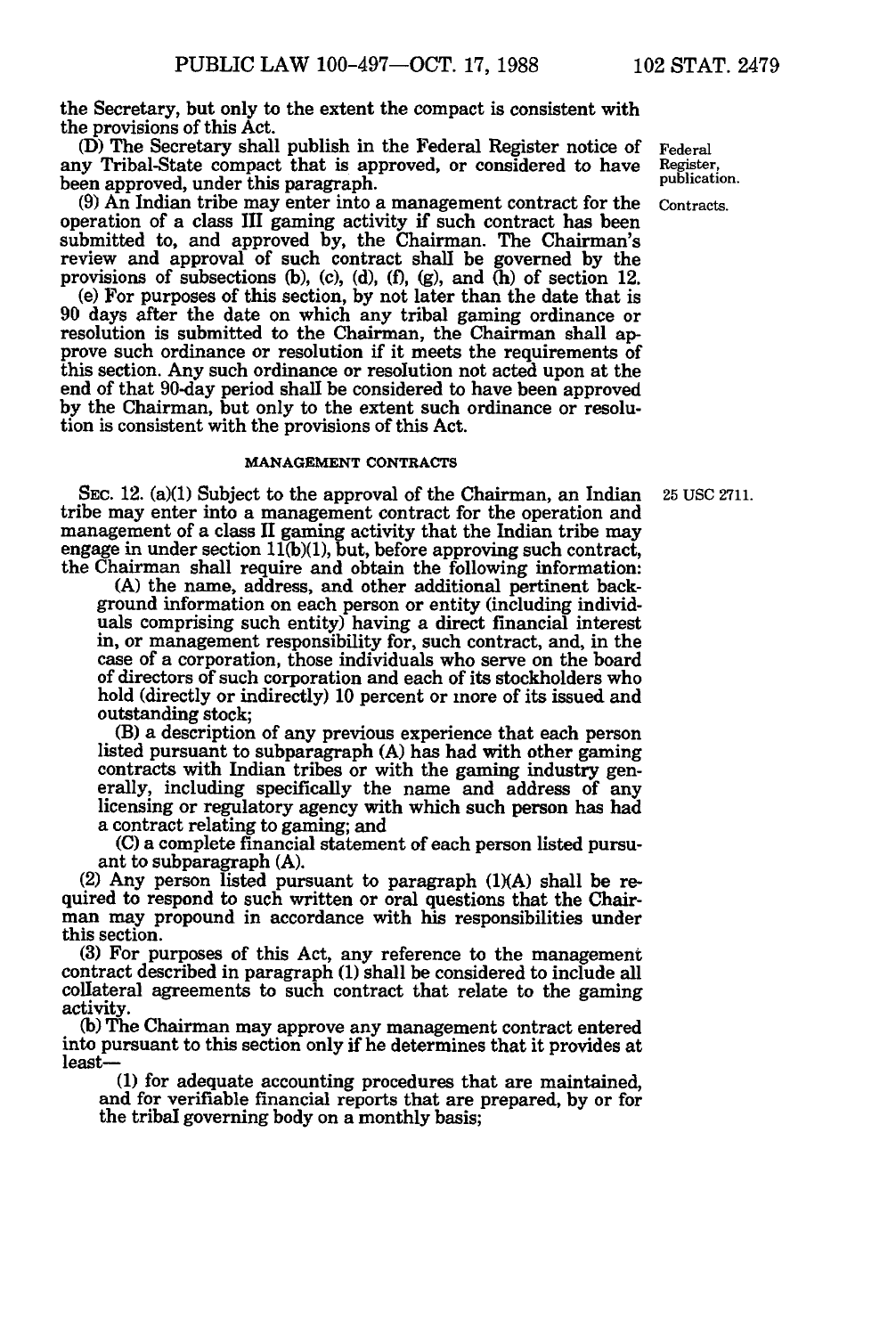the Secretary, but only to the extent the compact is consistent with the provisions of this Act.

(D) The Secretary shall publish in the Federal Register notice of any Tribal-State compact that is approved, or considered to have been approved, under this paragraph.

Federal Register, publication.

(9) An Indian tribe may enter into a management contract for the operation of a class III gaming activity if such contract has been submitted to, and approved by, the Chairman. The Chairman's review and approval of such contract shall be governed by the provisions of subsections (b), (c), (d), (f), (g), and (h) of section 12.

Contracts.

(e) For purposes of this section, by not later than the date that is 90 days after the date on which any tribal gaming ordinance or resolution is submitted to the Chairman, the Chairman shall approve such ordinance or resolution if it meets the requirements of this section. Any such ordinance or resolution not acted upon at the end of that 90-day period shall be considered to have been approved by the Chairman, but only to the extent such ordinance or resolution is consistent with the provisions of this Act.

## MANAGEMENT CONTRACTS

SEC. 12. (a)(1) Subject to the approval of the Chairman, an Indian tribe may enter into a management contract for the operation and management of a class II gaming activity that the Indian tribe may engage in under section 11(b)(1), but, before approving such contract, the Chairman shall require and obtain the following information:

25 USC 2711.

(A) the name, address, and other additional pertinent background information on each person or entity (including individuals comprising such entity) having a direct financial interest in, or management responsibility for, such contract, and, in the case of a corporation, those individuals who serve on the board of directors of such corporation and each of its stockholders who hold (directly or indirectly) 10 percent or more of its issued and outstanding stock;

(B) a description of any previous experience that each person listed pursuant to subparagraph (A) has had with other gaming contracts with Indian tribes or with the gaming industry generally, including specifically the name and address of any licensing or regulatory agency with which such person has had a contract relating to gaming; and

(C) a complete financial statement of each person listed pursuant to subparagraph (A).

(2) Any person listed pursuant to paragraph (1)(A) shall be required to respond to such written or oral questions that the Chairman may propound in accordance with his responsibilities under this section.

(3) For purposes of this Act, any reference to the management contract described in paragraph (1) shall be considered to include all collateral agreements to such contract that relate to the gaming activity.

(b) The Chairman may approve any management contract entered into pursuant to this section only if he determines that it provides at least—

(1) for adequate accounting procedures that are maintained, and for verifiable financial reports that are prepared, by or for the tribal governing body on a monthly basis;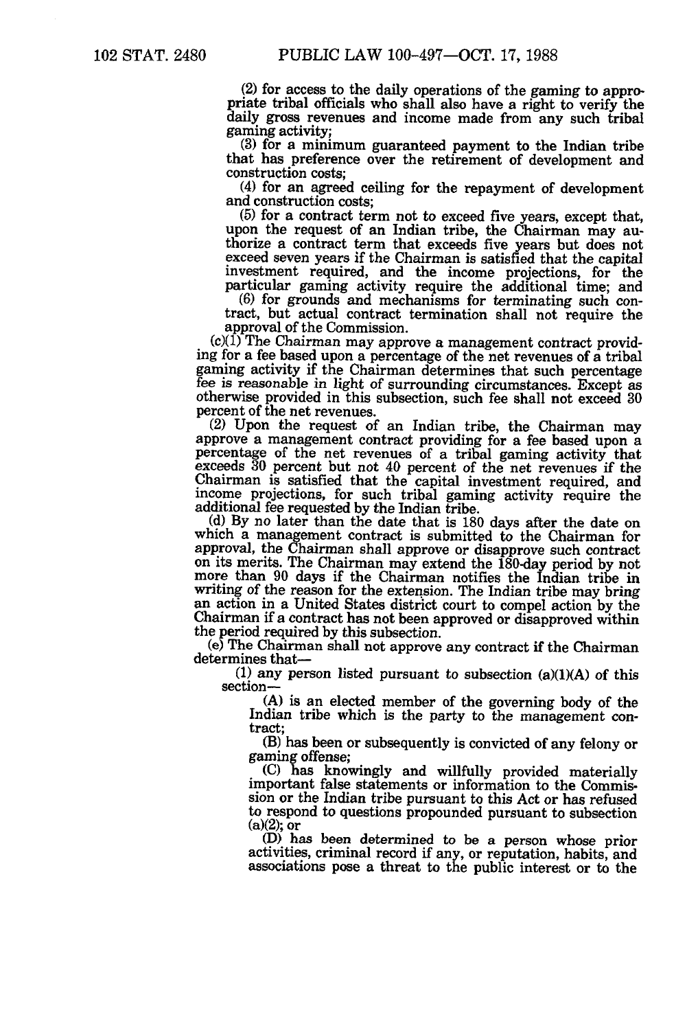(2) for access to the daily operations of the gaming to appropriate tribal officials who shall also have a right to verify the daily gross revenues and income made from any such tribal gaming activity;

(3) for a minimum guaranteed payment to the Indian tribe that has preference over the retirement of development and construction costs;

(4) for an agreed ceiling for the repayment of development and construction costs;

(5) for a contract term not to exceed five years, except that, upon the request of an Indian tribe, the Chairman may authorize a contract term that exceeds five years but does not exceed seven years if the Chairman is satisfied that the capital investment required, and the income projections, for the particular gaming activity require the additional time; and

(6) for grounds and mechanisms for terminating such contract, but actual contract termination shall not require the approval of the Commission.

(c)(1) The Chairman may approve a management contract providing for a fee based upon a percentage of the net revenues of a tribal gaming activity if the Chairman determines that such percentage fee is reasonable in light of surrounding circumstances. Except as otherwise provided in this subsection, such fee shall not exceed 30 percent of the net revenues.

(2) Upon the request of an Indian tribe, the Chairman may approve a management contract providing for a fee based upon a percentage of the net revenues of a tribal gaming activity that exceeds 30 percent but not 40 percent of the net revenues if the Chairman is satisfied that the capital investment required, and income projections, for such tribal gaming activity require the additional fee requested by the Indian tribe.

(d) By no later than the date that is 180 days after the date on which a management contract is submitted to the Chairman for approval, the Chairman shall approve or disapprove such contract on its merits. The Chairman may extend the 180-day period by not more than 90 days if the Chairman notifies the Indian tribe in writing of the reason for the extension. The Indian tribe may bring an action in a United States district court to compel action by the Chairman if a contract has not been approved or disapproved within the period required by this subsection.

(e) The Chairman shall not approve any contract if the Chairman determines that—

(1) any person listed pursuant to subsection (a)(1)(A) of this section—

(A) is an elected member of the governing body of the Indian tribe which is the party to the management contract;

(B) has been or subsequently is convicted of any felony or gaming offense;

(C) has knowingly and willfully provided materially important false statements or information to the Commission or the Indian tribe pursuant to this Act or has refused to respond to questions propounded pursuant to subsection (a)(2); or

(D) has been determined to be a person whose prior activities, criminal record if any, or reputation, habits, and associations pose a threat to the public interest or to the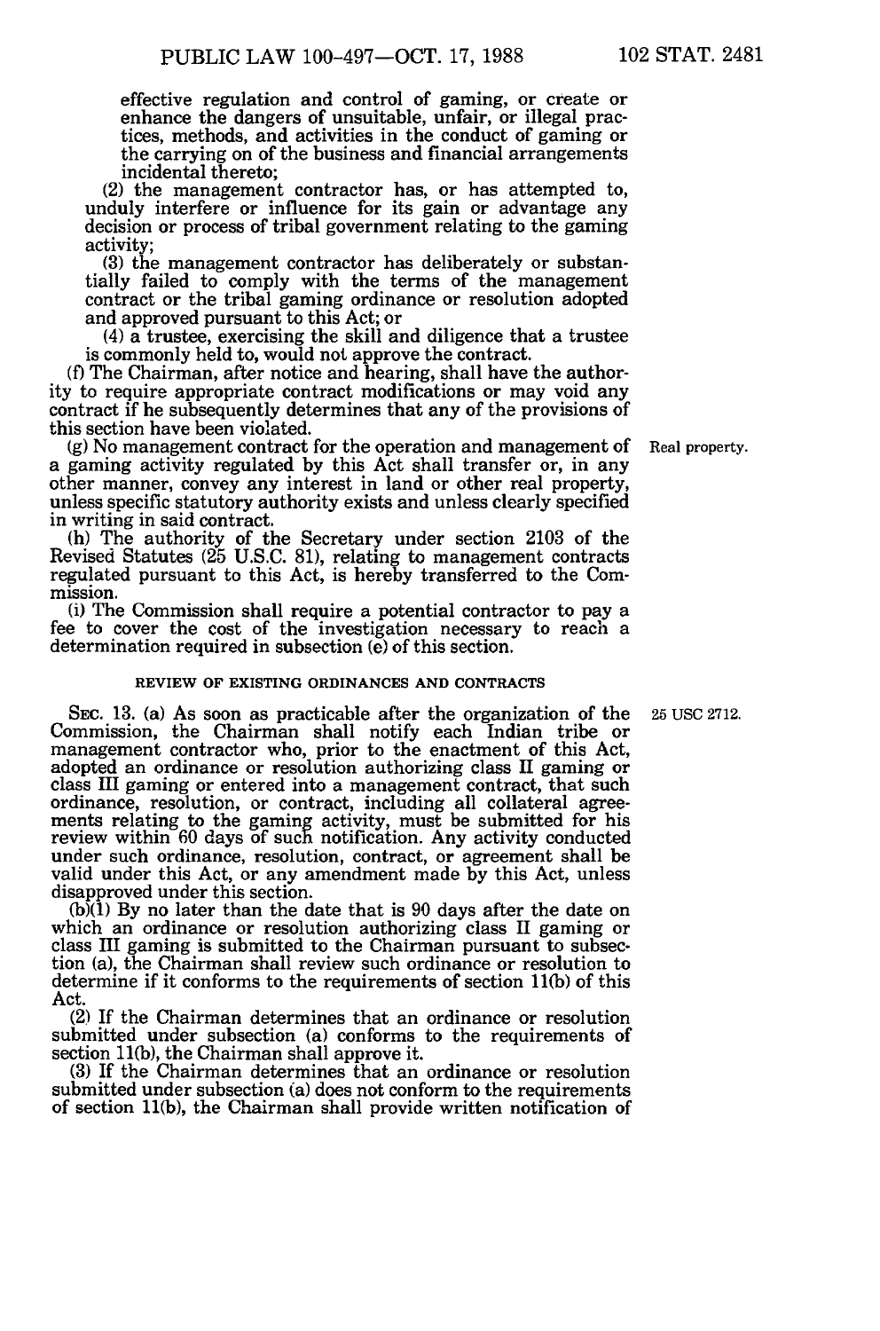effective regulation and control of gaming, or create or enhance the dangers of unsuitable, unfair, or illegal practices, methods, and activities in the conduct of gaming or the carrying on of the business and financial arrangements incidental thereto;

(2) the management contractor has, or has attempted to, unduly interfere or influence for its gain or advantage any decision or process of tribal government relating to the gaming activity;

(3) the management contractor has deliberately or substantially failed to comply with the terms of the management contract or the tribal gaming ordinance or resolution adopted and approved pursuant to this Act; or

(4) a trustee, exercising the skill and diligence that a trustee is commonly held to, would not approve the contract.

(f) The Chairman, after notice and hearing, shall have the authority to require appropriate contract modifications or may void any contract if he subsequently determines that any of the provisions of this section have been violated.

(g) No management contract for the operation and management of a gaming activity regulated by this Act shall transfer or, in any other manner, convey any interest in land or other real property, unless specific statutory authority exists and unless clearly specified in writing in said contract.

Real property.

(h) The authority of the Secretary under section 2103 of the Revised Statutes (25 U.S.C. 81), relating to management contracts regulated pursuant to this Act, is hereby transferred to the Commission.

(i) The Commission shall require a potential contractor to pay a fee to cover the cost of the investigation necessary to reach a determination required in subsection (e) of this section.

REVIEW OF EXISTING ORDINANCES AND CONTRACTS

25 USC 2712.

SEC. 13. (a) As soon as practicable after the organization of the Commission, the Chairman shall notify each Indian tribe or management contractor who, prior to the enactment of this Act, adopted an ordinance or resolution authorizing class II gaming or class III gaming or entered into a management contract, that such ordinance, resolution, or contract, including all collateral agreements relating to the gaming activity, must be submitted for his review within 60 days of such notification. Any activity conducted under such ordinance, resolution, contract, or agreement shall be valid under this Act, or any amendment made by this Act, unless disapproved under this section.

(b)(1) By no later than the date that is 90 days after the date on which an ordinance or resolution authorizing class II gaming or class III gaming is submitted to the Chairman pursuant to subsection (a), the Chairman shall review such ordinance or resolution to determine if it conforms to the requirements of section 11(b) of this Act.

(2) If the Chairman determines that an ordinance or resolution submitted under subsection (a) conforms to the requirements of section 11(b), the Chairman shall approve it.

(3) If the Chairman determines that an ordinance or resolution submitted under subsection (a) does not conform to the requirements of section 11(b), the Chairman shall provide written notification of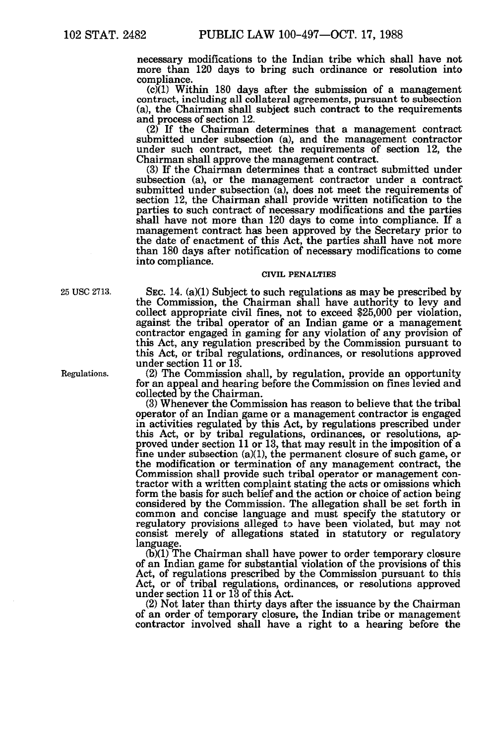necessary modifications to the Indian tribe which shall have not more than 120 days to bring such ordinance or resolution into compliance.

(c)(1) Within 180 days after the submission of a management contract, including all collateral agreements, pursuant to subsection (a), the Chairman shall subject such contract to the requirements and process of section 12.

(2) If the Chairman determines that a management contract submitted under subsection (a), and the management contractor under such contract, meet the requirements of section 12, the Chairman shall approve the management contract.

(3) If the Chairman determines that a contract submitted under subsection (a), or the management contractor under a contract submitted under subsection (a), does not meet the requirements of section 12, the Chairman shall provide written notification to the parties to such contract of necessary modifications and the parties shall have not more than 120 days to come into compliance. If a management contract has been approved by the Secretary prior to the date of enactment of this Act, the parties shall have not more than 180 days after notification of necessary modifications to come into compliance.

## CIVIL PENALTIES

25 USC 2713.

SEC. 14. (a)(1) Subject to such regulations as may be prescribed by the Commission, the Chairman shall have authority to levy and collect appropriate civil fines, not to exceed $25,000 per violation, against the tribal operator of an Indian game or a management contractor engaged in gaming for any violation of any provision of this Act, any regulation prescribed by the Commission pursuant to this Act, or tribal regulations, ordinances, or resolutions approved under section 11 or 13.

Regulations.

(2) The Commission shall, by regulation, provide an opportunity for an appeal and hearing before the Commission on fines levied and collected by the Chairman.

(3) Whenever the Commission has reason to believe that the tribal operator of an Indian game or a management contractor is engaged in activities regulated by this Act, by regulations prescribed under this Act, or by tribal regulations, ordinances, or resolutions, approved under section 11 or 13, that may result in the imposition of a fine under subsection (a)(1), the permanent closure of such game, or the modification or termination of any management contract, the Commission shall provide such tribal operator or management contractor with a written complaint stating the acts or omissions which form the basis for such belief and the action or choice of action being considered by the Commission. The allegation shall be set forth in common and concise language and must specify the statutory or regulatory provisions alleged to have been violated, but may not consist merely of allegations stated in statutory or regulatory language.

(b)(1) The Chairman shall have power to order temporary closure of an Indian game for substantial violation of the provisions of this Act, of regulations prescribed by the Commission pursuant to this Act, or of tribal regulations, ordinances, or resolutions approved under section 11 or 13 of this Act.

(2) Not later than thirty days after the issuance by the Chairman of an order of temporary closure, the Indian tribe or management contractor involved shall have a right to a hearing before the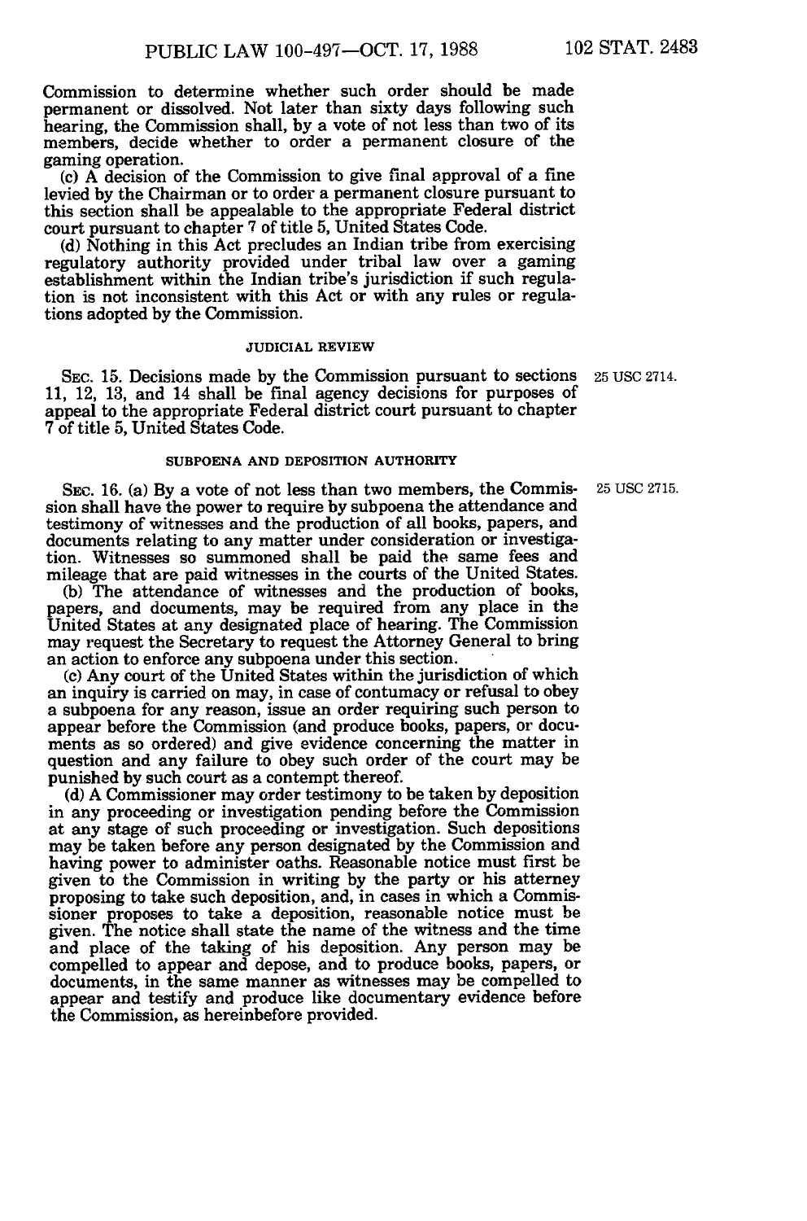Commission to determine whether such order should be made permanent or dissolved. Not later than sixty days following such hearing, the Commission shall, by a vote of not less than two of its members, decide whether to order a permanent closure of the gaming operation.

(c) A decision of the Commission to give final approval of a fine levied by the Chairman or to order a permanent closure pursuant to this section shall be appealable to the appropriate Federal district court pursuant to chapter 7 of title 5, United States Code.

(d) Nothing in this Act precludes an Indian tribe from exercising regulatory authority provided under tribal law over a gaming establishment within the Indian tribe's jurisdiction if such regulation is not inconsistent with this Act or with any rules or regulations adopted by the Commission.

### JUDICIAL REVIEW

25 USC 2714.

SEC. 15. Decisions made by the Commission pursuant to sections 11, 12, 13, and 14 shall be final agency decisions for purposes of appeal to the appropriate Federal district court pursuant to chapter 7 of title 5, United States Code.

### SUBPOENA AND DEPOSITION AUTHORITY

25 USC 2715.

SEC. 16. (a) By a vote of not less than two members, the Commission shall have the power to require by subpoena the attendance and testimony of witnesses and the production of all books, papers, and documents relating to any matter under consideration or investigation. Witnesses so summoned shall be paid the same fees and mileage that are paid witnesses in the courts of the United States.

(b) The attendance of witnesses and the production of books, papers, and documents, may be required from any place in the United States at any designated place of hearing. The Commission may request the Secretary to request the Attorney General to bring an action to enforce any subpoena under this section.

(c) Any court of the United States within the jurisdiction of which an inquiry is carried on may, in case of contumacy or refusal to obey a subpoena for any reason, issue an order requiring such person to appear before the Commission (and produce books, papers, or documents as so ordered) and give evidence concerning the matter in question and any failure to obey such order of the court may be punished by such court as a contempt thereof.

(d) A Commissioner may order testimony to be taken by deposition in any proceeding or investigation pending before the Commission at any stage of such proceeding or investigation. Such depositions may be taken before any person designated by the Commission and having power to administer oaths. Reasonable notice must first be given to the Commission in writing by the party or his atterney proposing to take such deposition, and, in cases in which a Commissioner proposes to take a deposition, reasonable notice must be given. The notice shall state the name of the witness and the time and place of the taking of his deposition. Any person may be compelled to appear and depose, and to produce books, papers, or documents, in the same manner as witnesses may be compelled to appear and testify and produce like documentary evidence before the Commission, as hereinbefore provided.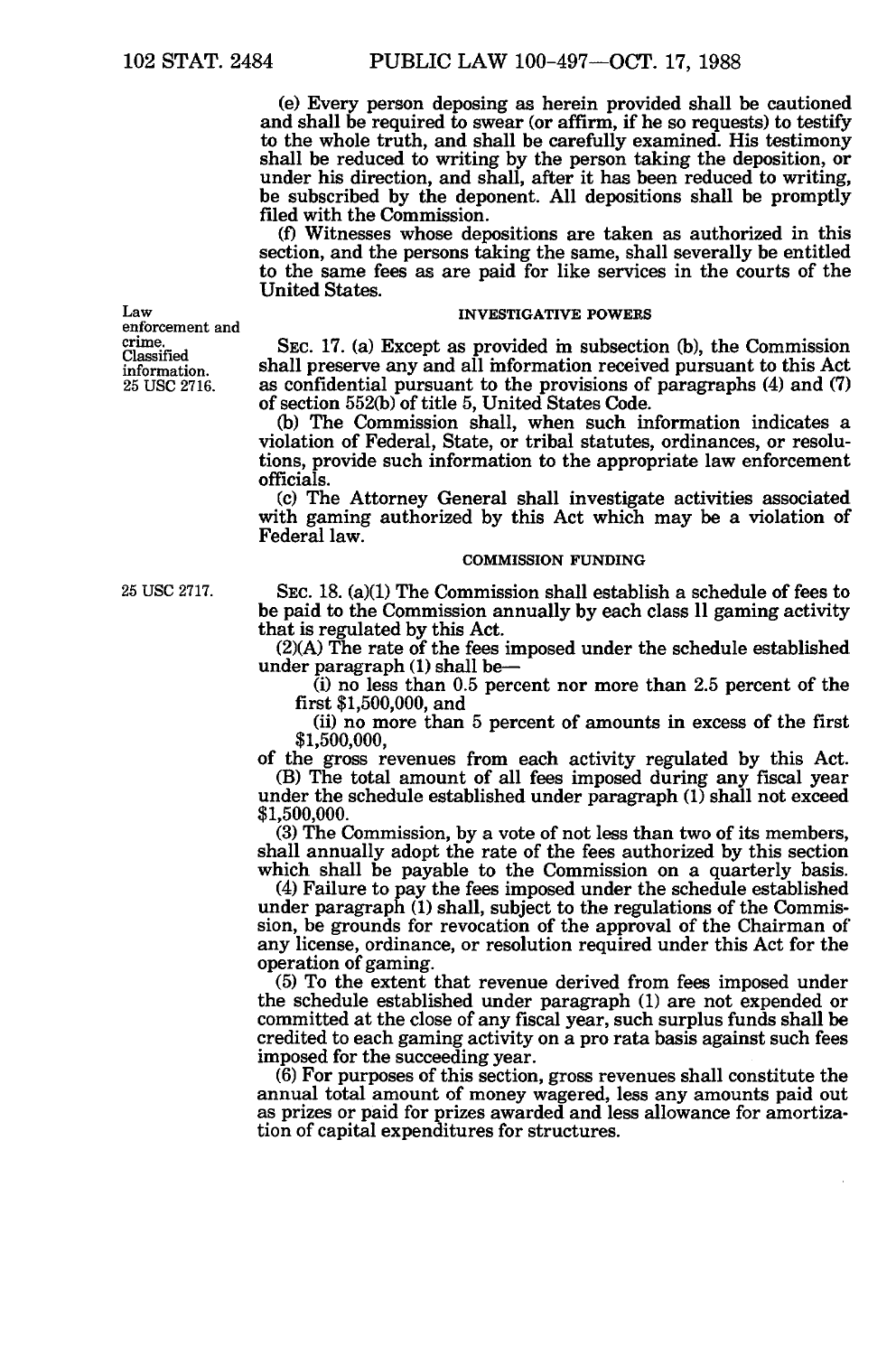(e) Every person deposing as herein provided shall be cautioned and shall be required to swear (or affirm, if he so requests) to testify to the whole truth, and shall be carefully examined. His testimony shall be reduced to writing by the person taking the deposition, or under his direction, and shall, after it has been reduced to writing, be subscribed by the deponent. All depositions shall be promptly filed with the Commission.

(f) Witnesses whose depositions are taken as authorized in this section, and the persons taking the same, shall severally be entitled to the same fees as are paid for like services in the courts of the United States.

Law enforcement and crime. Classified information. 25 USC 2716.

INVESTIGATIVE POWERS

SEC. 17. (a) Except as provided in subsection (b), the Commission shall preserve any and all information received pursuant to this Act as confidential pursuant to the provisions of paragraphs (4) and (7) of section 552(b) of title 5, United States Code.

(b) The Commission shall, when such information indicates a violation of Federal, State, or tribal statutes, ordinances, or resolutions, provide such information to the appropriate law enforcement officials.

(c) The Attorney General shall investigate activities associated with gaming authorized by this Act which may be a violation of Federal law.

COMMISSION FUNDING

25 USC 2717.

SEC. 18. (a)(1) The Commission shall establish a schedule of fees to be paid to the Commission annually by each class II gaming activity that is regulated by this Act.

(2)(A) The rate of the fees imposed under the schedule established under paragraph (1) shall be—

(i) no less than 0.5 percent nor more than 2.5 percent of the first $1,500,000, and

(ii) no more than 5 percent of amounts in excess of the first $1,500,000,

of the gross revenues from each activity regulated by this Act.

(B) The total amount of all fees imposed during any fiscal year under the schedule established under paragraph (1) shall not exceed $1,500,000.

(3) The Commission, by a vote of not less than two of its members, shall annually adopt the rate of the fees authorized by this section which shall be payable to the Commission on a quarterly basis.

(4) Failure to pay the fees imposed under the schedule established under paragraph (1) shall, subject to the regulations of the Commission, be grounds for revocation of the approval of the Chairman of any license, ordinance, or resolution required under this Act for the operation of gaming.

(5) To the extent that revenue derived from fees imposed under the schedule established under paragraph (1) are not expended or committed at the close of any fiscal year, such surplus funds shall be credited to each gaming activity on a pro rata basis against such fees imposed for the succeeding year.

(6) For purposes of this section, gross revenues shall constitute the annual total amount of money wagered, less any amounts paid out as prizes or paid for prizes awarded and less allowance for amortization of capital expenditures for structures.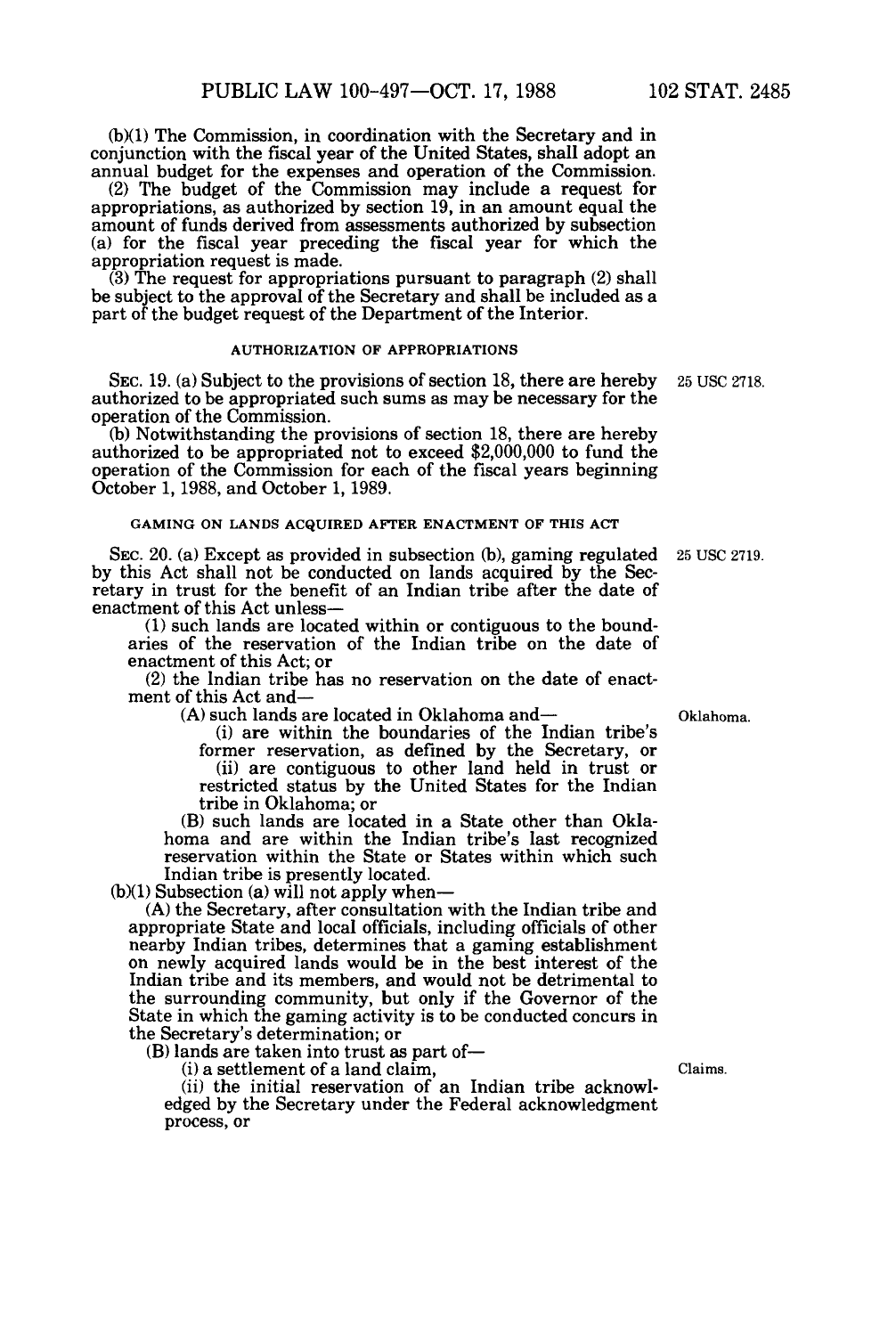(b)(1) The Commission, in coordination with the Secretary and in conjunction with the fiscal year of the United States, shall adopt an annual budget for the expenses and operation of the Commission.

(2) The budget of the Commission may include a request for appropriations, as authorized by section 19, in an amount equal the amount of funds derived from assessments authorized by subsection (a) for the fiscal year preceding the fiscal year for which the appropriation request is made.

(3) The request for appropriations pursuant to paragraph (2) shall be subject to the approval of the Secretary and shall be included as a part of the budget request of the Department of the Interior.

## AUTHORIZATION OF APPROPRIATIONS

SEC. 19. (a) Subject to the provisions of section 18, there are hereby authorized to be appropriated such sums as may be necessary for the operation of the Commission.

25 USC 2718.

(b) Notwithstanding the provisions of section 18, there are hereby authorized to be appropriated not to exceed $2,000,000 to fund the operation of the Commission for each of the fiscal years beginning October 1, 1988, and October 1, 1989.

## GAMING ON LANDS ACQUIRED AFTER ENACTMENT OF THIS ACT

SEC. 20. (a) Except as provided in subsection (b), gaming regulated by this Act shall not be conducted on lands acquired by the Secretary in trust for the benefit of an Indian tribe after the date of enactment of this Act unless—

25 USC 2719.

(1) such lands are located within or contiguous to the boundaries of the reservation of the Indian tribe on the date of enactment of this Act; or

(2) the Indian tribe has no reservation on the date of enactment of this Act and—

(A) such lands are located in Oklahoma and—

Oklahoma.

(i) are within the boundaries of the Indian tribe's former reservation, as defined by the Secretary, or

(ii) are contiguous to other land held in trust or restricted status by the United States for the Indian tribe in Oklahoma; or

(B) such lands are located in a State other than Oklahoma and are within the Indian tribe's last recognized reservation within the State or States within which such Indian tribe is presently located.

(b)(1) Subsection (a) will not apply when—

(A) the Secretary, after consultation with the Indian tribe and appropriate State and local officials, including officials of other nearby Indian tribes, determines that a gaming establishment on newly acquired lands would be in the best interest of the Indian tribe and its members, and would not be detrimental to the surrounding community, but only if the Governor of the State in which the gaming activity is to be conducted concurs in the Secretary's determination; or

(B) lands are taken into trust as part of—

(i) a settlement of a land claim,

Claims.

(ii) the initial reservation of an Indian tribe acknowledged by the Secretary under the Federal acknowledgment process, or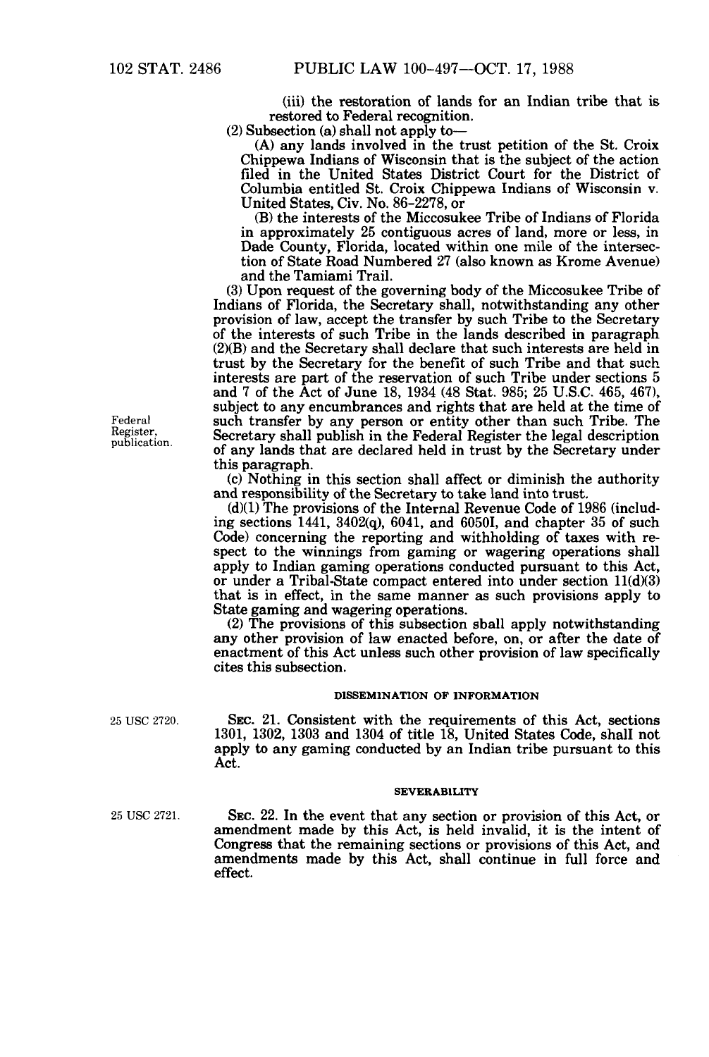(iii) the restoration of lands for an Indian tribe that is restored to Federal recognition.

(2) Subsection (a) shall not apply to—

(A) any lands involved in the trust petition of the St. Croix Chippewa Indians of Wisconsin that is the subject of the action filed in the United States District Court for the District of Columbia entitled St. Croix Chippewa Indians of Wisconsin v. United States, Civ. No. 86-2278, or

(B) the interests of the Miccosukee Tribe of Indians of Florida in approximately 25 contiguous acres of land, more or less, in Dade County, Florida, located within one mile of the intersection of State Road Numbered 27 (also known as Krome Avenue) and the Tamiami Trail.

(3) Upon request of the governing body of the Miccosukee Tribe of Indians of Florida, the Secretary shall, notwithstanding any other provision of law, accept the transfer by such Tribe to the Secretary of the interests of such Tribe in the lands described in paragraph (2)(B) and the Secretary shall declare that such interests are held in trust by the Secretary for the benefit of such Tribe and that such interests are part of the reservation of such Tribe under sections 5 and 7 of the Act of June 18, 1934 (48 Stat. 985; 25 U.S.C. 465, 467), subject to any encumbrances and rights that are held at the time of such transfer by any person or entity other than such Tribe. The Secretary shall publish in the Federal Register the legal description of any lands that are declared held in trust by the Secretary under this paragraph.

Federal Register, publication.

(c) Nothing in this section shall affect or diminish the authority and responsibility of the Secretary to take land into trust.

(d)(1) The provisions of the Internal Revenue Code of 1986 (including sections 1441, 3402(q), 6041, and 6050I, and chapter 35 of such Code) concerning the reporting and withholding of taxes with respect to the winnings from gaming or wagering operations shall apply to Indian gaming operations conducted pursuant to this Act, or under a Tribal-State compact entered into under section 11(d)(3) that is in effect, in the same manner as such provisions apply to State gaming and wagering operations.

(2) The provisions of this subsection shall apply notwithstanding any other provision of law enacted before, on, or after the date of enactment of this Act unless such other provision of law specifically cites this subsection.

### DISSEMINATION OF INFORMATION

25 USC 2720.

SEC. 21. Consistent with the requirements of this Act, sections 1301, 1302, 1303 and 1304 of title 18, United States Code, shall not apply to any gaming conducted by an Indian tribe pursuant to this Act.

### SEVERABILITY

25 USC 2721.

SEC. 22. In the event that any section or provision of this Act, or amendment made by this Act, is held invalid, it is the intent of Congress that the remaining sections or provisions of this Act, and amendments made by this Act, shall continue in full force and effect.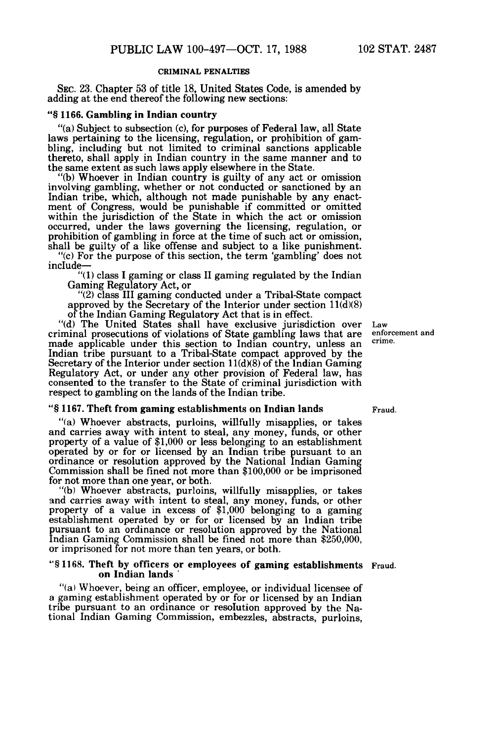### CRIMINAL PENALTIES

SEC. 23. Chapter 53 of title 18, United States Code, is amended by adding at the end thereof the following new sections:

**"§ 1166. Gambling in Indian country**

"(a) Subject to subsection (c), for purposes of Federal law, all State laws pertaining to the licensing, regulation, or prohibition of gambling, including but not limited to criminal sanctions applicable thereto, shall apply in Indian country in the same manner and to the same extent as such laws apply elsewhere in the State.

"(b) Whoever in Indian country is guilty of any act or omission involving gambling, whether or not conducted or sanctioned by an Indian tribe, which, although not made punishable by any enactment of Congress, would be punishable if committed or omitted within the jurisdiction of the State in which the act or omission occurred, under the laws governing the licensing, regulation, or prohibition of gambling in force at the time of such act or omission, shall be guilty of a like offense and subject to a like punishment.

"(c) For the purpose of this section, the term 'gambling' does not include—

"(1) class I gaming or class II gaming regulated by the Indian Gaming Regulatory Act, or

"(2) class III gaming conducted under a Tribal-State compact approved by the Secretary of the Interior under section 11(d)(8) of the Indian Gaming Regulatory Act that is in effect.

"(d) The United States shall have exclusive jurisdiction over criminal prosecutions of violations of State gambling laws that are made applicable under this section to Indian country, unless an Indian tribe pursuant to a Tribal-State compact approved by the Secretary of the Interior under section 11(d)(8) of the Indian Gaming Regulatory Act, or under any other provision of Federal law, has consented to the transfer to the State of criminal jurisdiction with respect to gambling on the lands of the Indian tribe.

Law enforcement and crime.

**"§ 1167. Theft from gaming establishments on Indian lands**

Fraud.

"(a) Whoever abstracts, purloins, willfully misapplies, or takes and carries away with intent to steal, any money, funds, or other property of a value of $1,000 or less belonging to an establishment operated by or for or licensed by an Indian tribe pursuant to an ordinance or resolution approved by the National Indian Gaming Commission shall be fined not more than $100,000 or be imprisoned for not more than one year, or both.

"(b) Whoever abstracts, purloins, willfully misapplies, or takes and carries away with intent to steal, any money, funds, or other property of a value in excess of $1,000 belonging to a gaming establishment operated by or for or licensed by an Indian tribe pursuant to an ordinance or resolution approved by the National Indian Gaming Commission shall be fined not more than $250,000, or imprisoned for not more than ten years, or both.

**"§ 1168. Theft by officers or employees of gaming establishments on Indian lands**

Fraud.

"(a) Whoever, being an officer, employee, or individual licensee of a gaming establishment operated by or for or licensed by an Indian tribe pursuant to an ordinance or resolution approved by the National Indian Gaming Commission, embezzles, abstracts, purloins,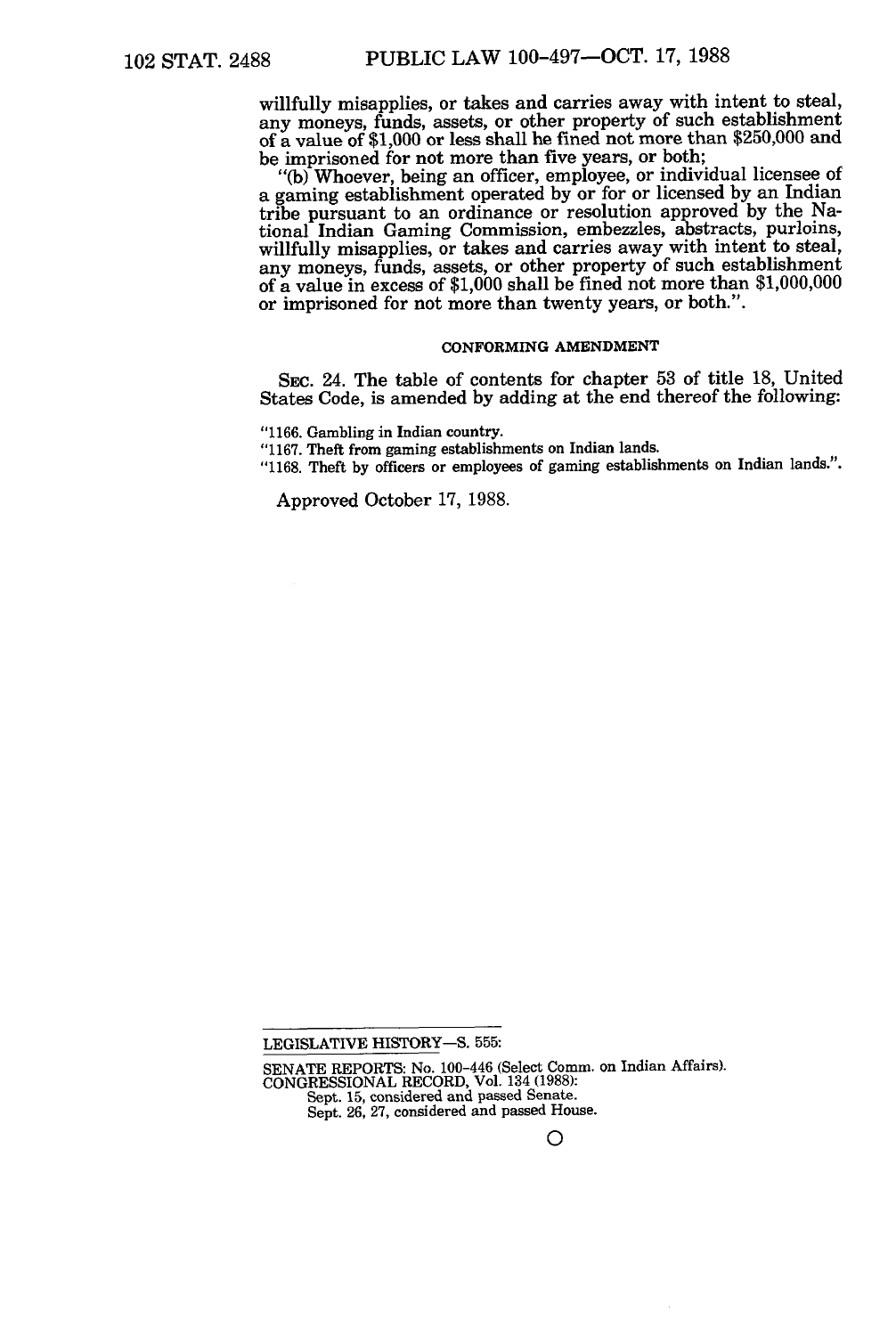willfully misapplies, or takes and carries away with intent to steal, any moneys, funds, assets, or other property of such establishment of a value of $1,000 or less shall be fined not more than $250,000 and be imprisoned for not more than five years, or both;

"(b) Whoever, being an officer, employee, or individual licensee of a gaming establishment operated by or for or licensed by an Indian tribe pursuant to an ordinance or resolution approved by the National Indian Gaming Commission, embezzles, abstracts, purloins, willfully misapplies, or takes and carries away with intent to steal, any moneys, funds, assets, or other property of such establishment of a value in excess of $1,000 shall be fined not more than $1,000,000 or imprisoned for not more than twenty years, or both.".

CONFORMING AMENDMENT

SEC. 24. The table of contents for chapter 53 of title 18, United States Code, is amended by adding at the end thereof the following:

"1166. Gambling in Indian country.
"1167. Theft from gaming establishments on Indian lands.
"1168. Theft by officers or employees of gaming establishments on Indian lands.".

Approved October 17, 1988.

---

LEGISLATIVE HISTORY—S. 555:

SENATE REPORTS: No. 100-446 (Select Comm. on Indian Affairs).
CONGRESSIONAL RECORD, Vol. 134 (1988):
Sept. 15, considered and passed Senate.
Sept. 26, 27, considered and passed House.

O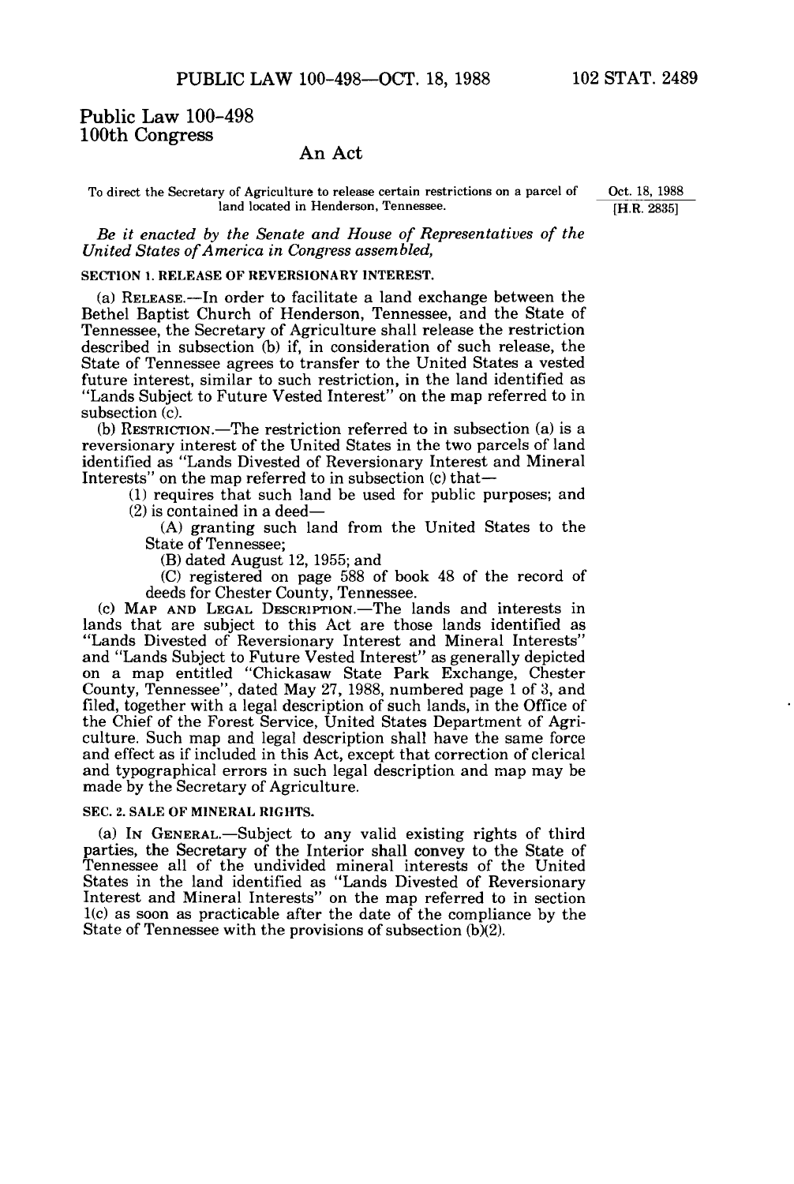# Public Law 100-498
# 100th Congress

## An Act

To direct the Secretary of Agriculture to release certain restrictions on a parcel of land located in Henderson, Tennessee.

Oct. 18, 1988
[H.R. 2835]

*Be it enacted by the Senate and House of Representatives of the United States of America in Congress assembled,*

**SECTION 1. RELEASE OF REVERSIONARY INTEREST.**

(a) RELEASE.—In order to facilitate a land exchange between the Bethel Baptist Church of Henderson, Tennessee, and the State of Tennessee, the Secretary of Agriculture shall release the restriction described in subsection (b) if, in consideration of such release, the State of Tennessee agrees to transfer to the United States a vested future interest, similar to such restriction, in the land identified as "Lands Subject to Future Vested Interest" on the map referred to in subsection (c).

(b) RESTRICTION.—The restriction referred to in subsection (a) is a reversionary interest of the United States in the two parcels of land identified as "Lands Divested of Reversionary Interest and Mineral Interests" on the map referred to in subsection (c) that—

(1) requires that such land be used for public purposes; and

(2) is contained in a deed—

(A) granting such land from the United States to the State of Tennessee;

(B) dated August 12, 1955; and

(C) registered on page 588 of book 48 of the record of deeds for Chester County, Tennessee.

(c) MAP AND LEGAL DESCRIPTION.—The lands and interests in lands that are subject to this Act are those lands identified as "Lands Divested of Reversionary Interest and Mineral Interests" and "Lands Subject to Future Vested Interest" as generally depicted on a map entitled "Chickasaw State Park Exchange, Chester County, Tennessee", dated May 27, 1988, numbered page 1 of 3, and filed, together with a legal description of such lands, in the Office of the Chief of the Forest Service, United States Department of Agriculture. Such map and legal description shall have the same force and effect as if included in this Act, except that correction of clerical and typographical errors in such legal description and map may be made by the Secretary of Agriculture.

**SEC. 2. SALE OF MINERAL RIGHTS.**

(a) IN GENERAL.—Subject to any valid existing rights of third parties, the Secretary of the Interior shall convey to the State of Tennessee all of the undivided mineral interests of the United States in the land identified as "Lands Divested of Reversionary Interest and Mineral Interests" on the map referred to in section 1(c) as soon as practicable after the date of the compliance by the State of Tennessee with the provisions of subsection (b)(2).